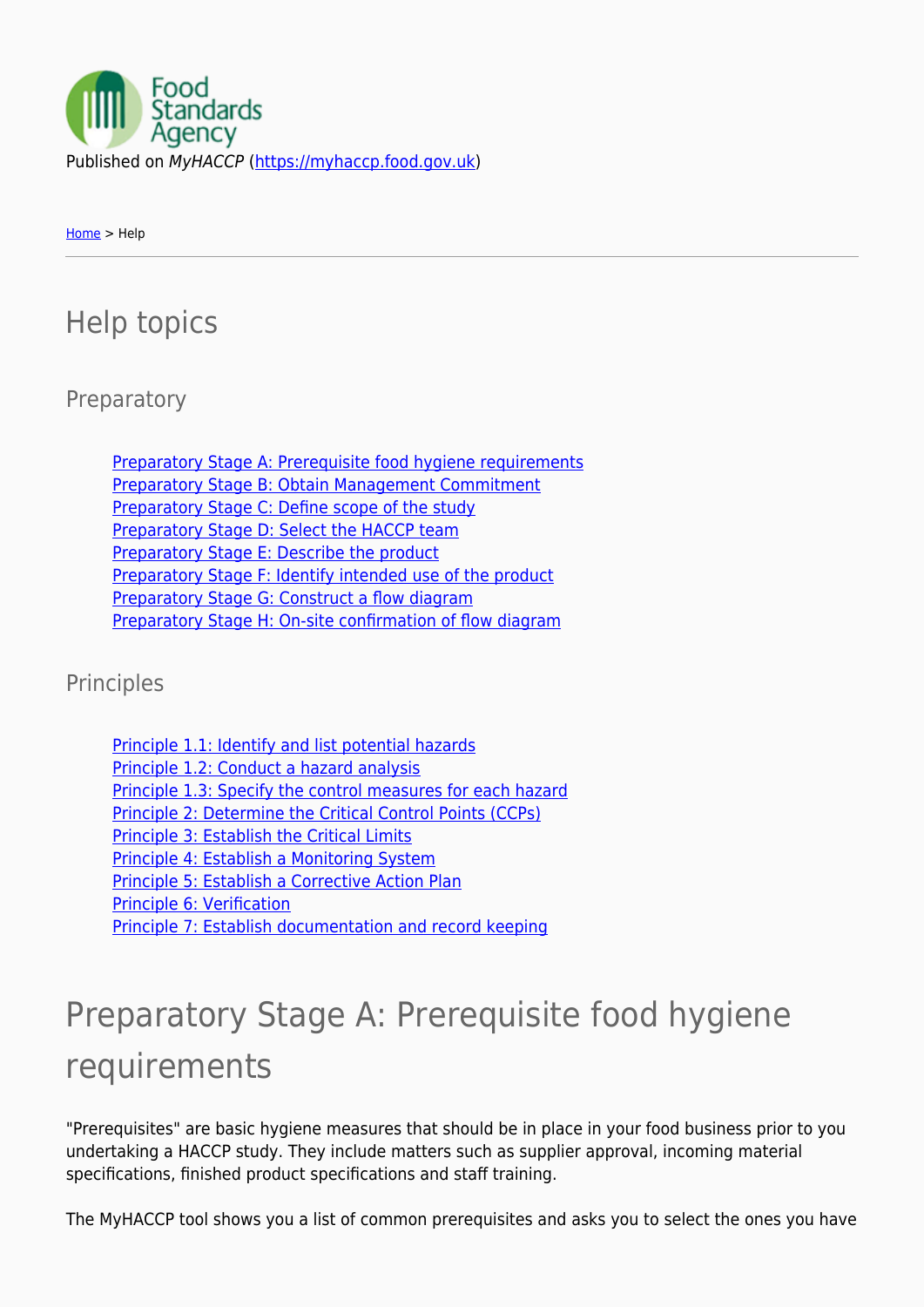Food Standards Agency

Published on *MyHACCP* (https://myhaccp.food.gov.uk)

Home > Help

# Help topics

## Preparatory

- Preparatory Stage A: Prerequisite food hygiene requirements
- Preparatory Stage B: Obtain Management Commitment
- Preparatory Stage C: Define scope of the study
- Preparatory Stage D: Select the HACCP team
- Preparatory Stage E: Describe the product
- Preparatory Stage F: Identify intended use of the product
- Preparatory Stage G: Construct a flow diagram
- Preparatory Stage H: On-site confirmation of flow diagram

## Principles

- Principle 1.1: Identify and list potential hazards
- Principle 1.2: Conduct a hazard analysis
- Principle 1.3: Specify the control measures for each hazard
- Principle 2: Determine the Critical Control Points (CCPs)
- Principle 3: Establish the Critical Limits
- Principle 4: Establish a Monitoring System
- Principle 5: Establish a Corrective Action Plan
- Principle 6: Verification
- Principle 7: Establish documentation and record keeping

# Preparatory Stage A: Prerequisite food hygiene requirements

"Prerequisites" are basic hygiene measures that should be in place in your food business prior to you undertaking a HACCP study. They include matters such as supplier approval, incoming material specifications, finished product specifications and staff training.

The MyHACCP tool shows you a list of common prerequisites and asks you to select the ones you have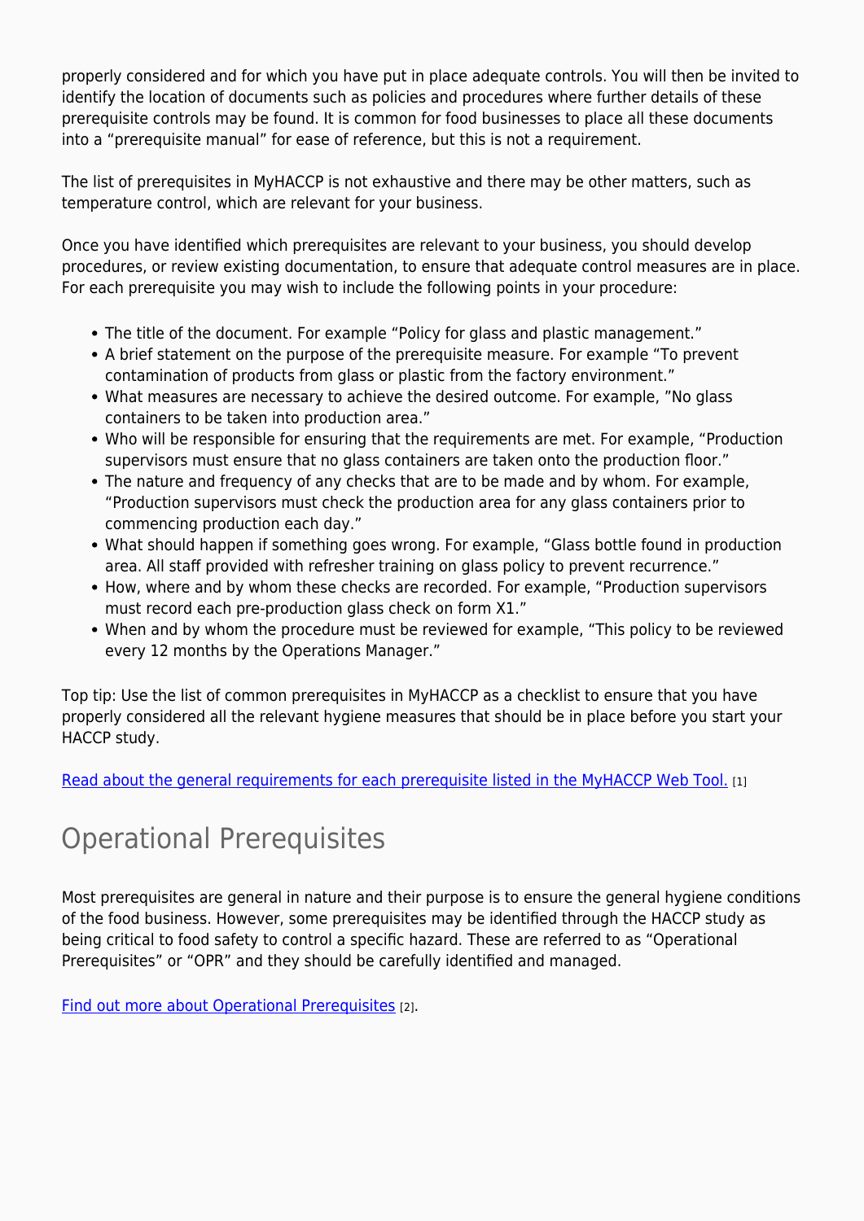properly considered and for which you have put in place adequate controls. You will then be invited to identify the location of documents such as policies and procedures where further details of these prerequisite controls may be found. It is common for food businesses to place all these documents into a "prerequisite manual" for ease of reference, but this is not a requirement.

The list of prerequisites in MyHACCP is not exhaustive and there may be other matters, such as temperature control, which are relevant for your business.

Once you have identified which prerequisites are relevant to your business, you should develop procedures, or review existing documentation, to ensure that adequate control measures are in place. For each prerequisite you may wish to include the following points in your procedure:

- The title of the document. For example "Policy for glass and plastic management."
- A brief statement on the purpose of the prerequisite measure. For example "To prevent contamination of products from glass or plastic from the factory environment."
- What measures are necessary to achieve the desired outcome. For example, "No glass containers to be taken into production area."
- Who will be responsible for ensuring that the requirements are met. For example, "Production supervisors must ensure that no glass containers are taken onto the production floor."
- The nature and frequency of any checks that are to be made and by whom. For example, "Production supervisors must check the production area for any glass containers prior to commencing production each day."
- What should happen if something goes wrong. For example, "Glass bottle found in production area. All staff provided with refresher training on glass policy to prevent recurrence."
- How, where and by whom these checks are recorded. For example, "Production supervisors must record each pre-production glass check on form X1."
- When and by whom the procedure must be reviewed for example, "This policy to be reviewed every 12 months by the Operations Manager."

Top tip: Use the list of common prerequisites in MyHACCP as a checklist to ensure that you have properly considered all the relevant hygiene measures that should be in place before you start your HACCP study.

Read about the general requirements for each prerequisite listed in the MyHACCP Web Tool. [1]

## Operational Prerequisites

Most prerequisites are general in nature and their purpose is to ensure the general hygiene conditions of the food business. However, some prerequisites may be identified through the HACCP study as being critical to food safety to control a specific hazard. These are referred to as "Operational Prerequisites" or "OPR" and they should be carefully identified and managed.

Find out more about Operational Prerequisites [2].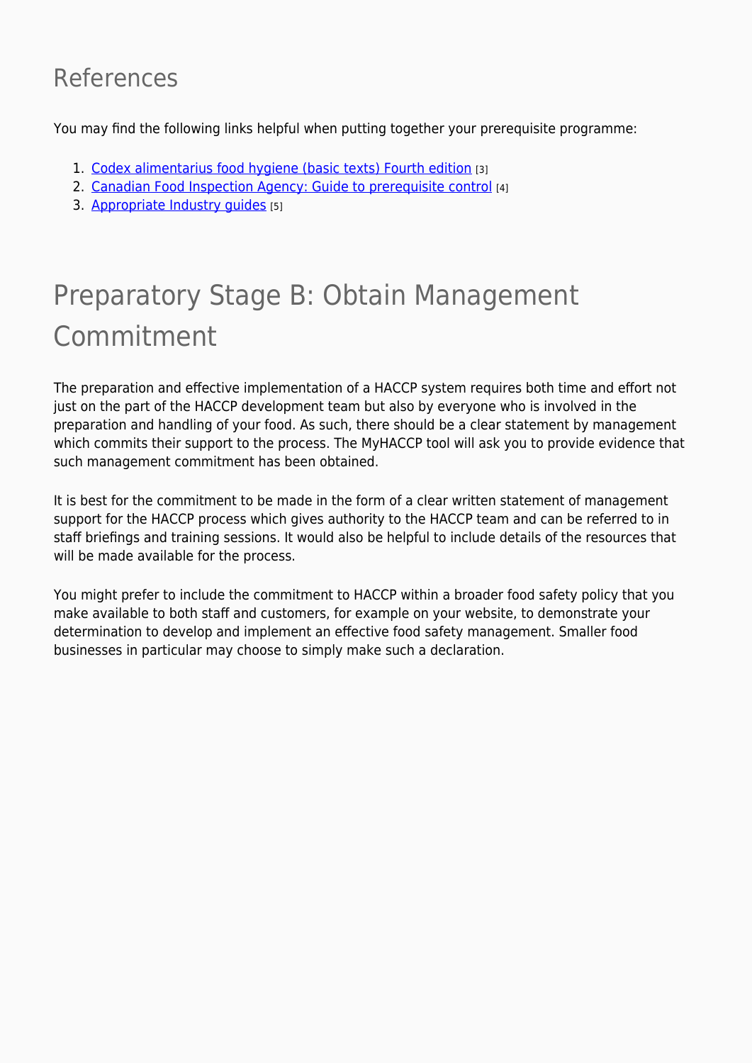## References

You may find the following links helpful when putting together your prerequisite programme:

1. Codex alimentarius food hygiene (basic texts) Fourth edition [3]
2. Canadian Food Inspection Agency: Guide to prerequisite control [4]
3. Appropriate Industry guides [5]

# Preparatory Stage B: Obtain Management Commitment

The preparation and effective implementation of a HACCP system requires both time and effort not just on the part of the HACCP development team but also by everyone who is involved in the preparation and handling of your food. As such, there should be a clear statement by management which commits their support to the process. The MyHACCP tool will ask you to provide evidence that such management commitment has been obtained.

It is best for the commitment to be made in the form of a clear written statement of management support for the HACCP process which gives authority to the HACCP team and can be referred to in staff briefings and training sessions. It would also be helpful to include details of the resources that will be made available for the process.

You might prefer to include the commitment to HACCP within a broader food safety policy that you make available to both staff and customers, for example on your website, to demonstrate your determination to develop and implement an effective food safety management. Smaller food businesses in particular may choose to simply make such a declaration.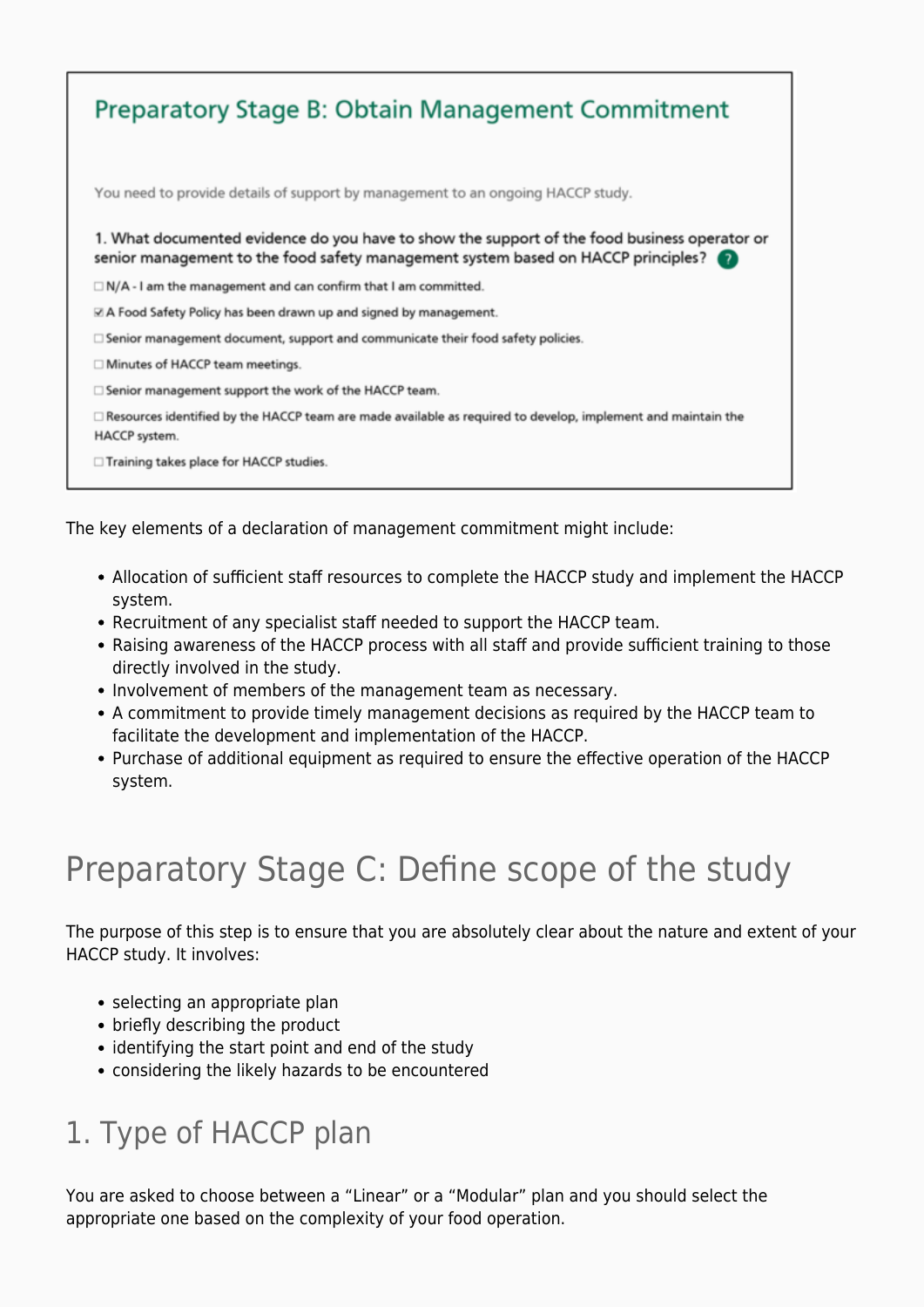## Preparatory Stage B: Obtain Management Commitment

You need to provide details of support by management to an ongoing HACCP study.

**1. What documented evidence do you have to show the support of the food business operator or senior management to the food safety management system based on HACCP principles?**

- ☐ N/A - I am the management and can confirm that I am committed.
- ☑ A Food Safety Policy has been drawn up and signed by management.
- ☐ Senior management document, support and communicate their food safety policies.
- ☐ Minutes of HACCP team meetings.
- ☐ Senior management support the work of the HACCP team.
- ☐ Resources identified by the HACCP team are made available as required to develop, implement and maintain the HACCP system.
- ☐ Training takes place for HACCP studies.

The key elements of a declaration of management commitment might include:

- Allocation of sufficient staff resources to complete the HACCP study and implement the HACCP system.
- Recruitment of any specialist staff needed to support the HACCP team.
- Raising awareness of the HACCP process with all staff and provide sufficient training to those directly involved in the study.
- Involvement of members of the management team as necessary.
- A commitment to provide timely management decisions as required by the HACCP team to facilitate the development and implementation of the HACCP.
- Purchase of additional equipment as required to ensure the effective operation of the HACCP system.

# Preparatory Stage C: Define scope of the study

The purpose of this step is to ensure that you are absolutely clear about the nature and extent of your HACCP study. It involves:

- selecting an appropriate plan
- briefly describing the product
- identifying the start point and end of the study
- considering the likely hazards to be encountered

## 1. Type of HACCP plan

You are asked to choose between a “Linear” or a “Modular” plan and you should select the appropriate one based on the complexity of your food operation.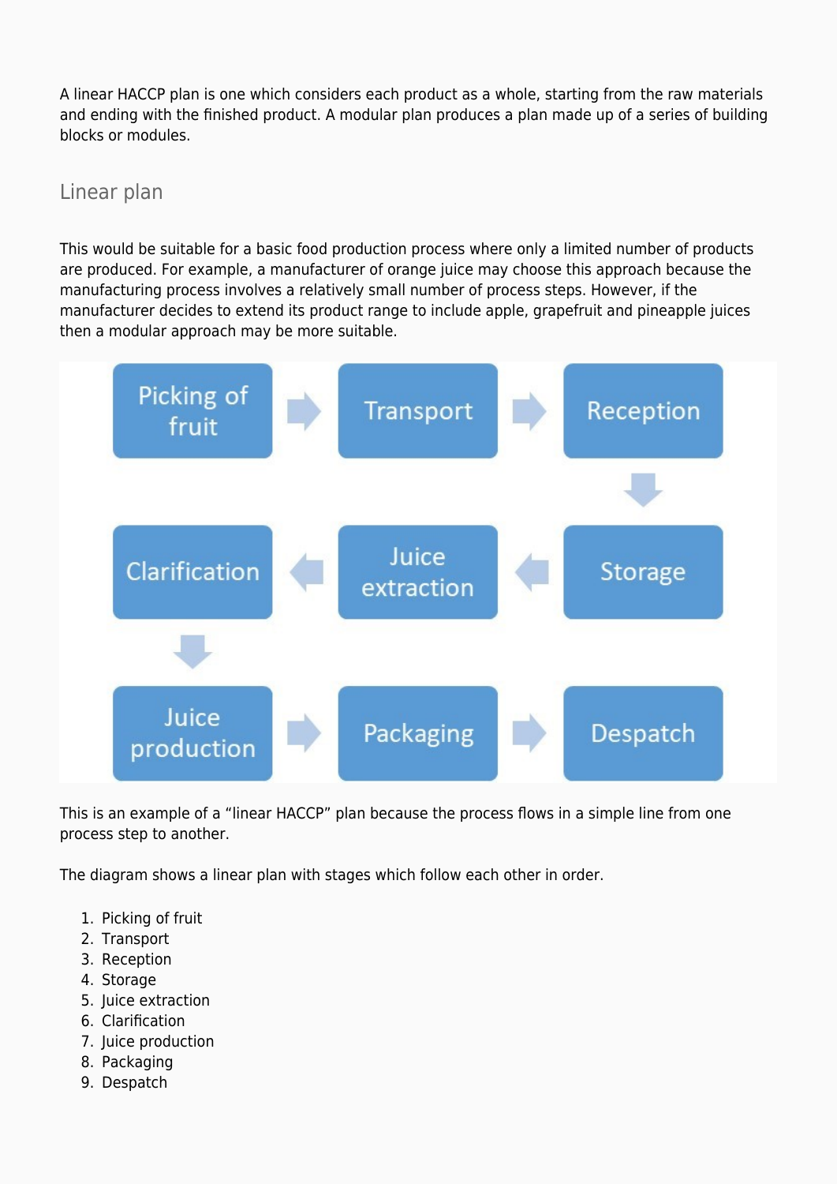A linear HACCP plan is one which considers each product as a whole, starting from the raw materials and ending with the finished product. A modular plan produces a plan made up of a series of building blocks or modules.

## Linear plan

This would be suitable for a basic food production process where only a limited number of products are produced. For example, a manufacturer of orange juice may choose this approach because the manufacturing process involves a relatively small number of process steps. However, if the manufacturer decides to extend its product range to include apple, grapefruit and pineapple juices then a modular approach may be more suitable.

Picking of fruit → Transport → Reception → Storage → Juice extraction → Clarification → Juice production → Packaging → Despatch

This is an example of a "linear HACCP" plan because the process flows in a simple line from one process step to another.

The diagram shows a linear plan with stages which follow each other in order.

1. Picking of fruit
2. Transport
3. Reception
4. Storage
5. Juice extraction
6. Clarification
7. Juice production
8. Packaging
9. Despatch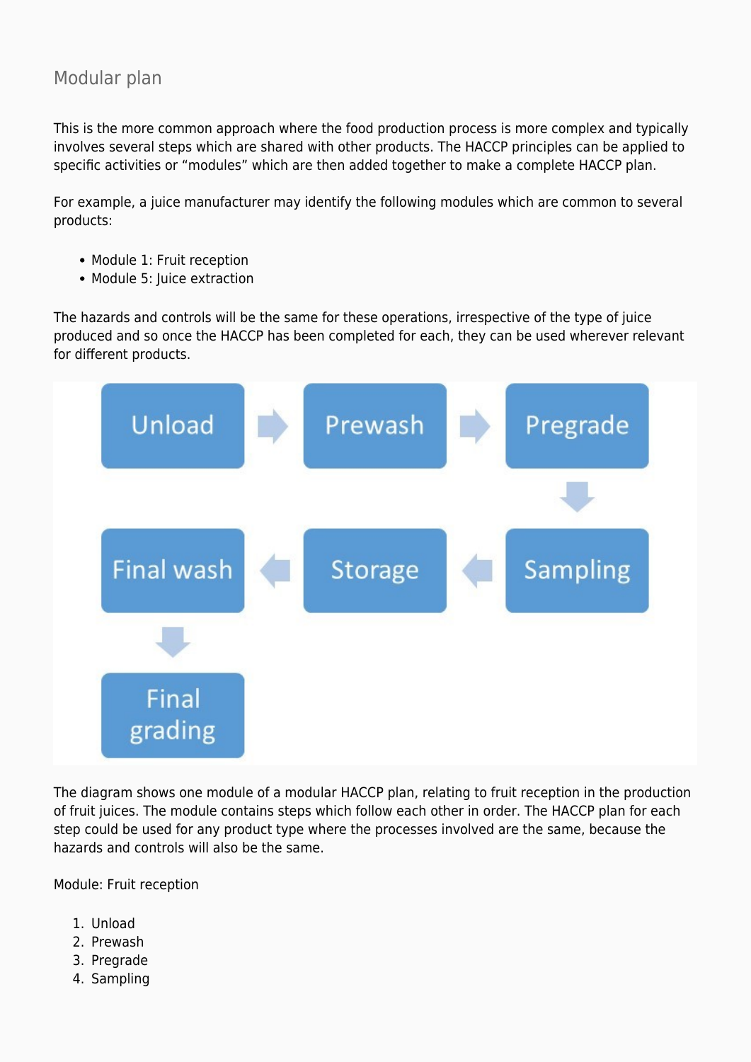## Modular plan

This is the more common approach where the food production process is more complex and typically involves several steps which are shared with other products. The HACCP principles can be applied to specific activities or “modules” which are then added together to make a complete HACCP plan.

For example, a juice manufacturer may identify the following modules which are common to several products:

- Module 1: Fruit reception
- Module 5: Juice extraction

The hazards and controls will be the same for these operations, irrespective of the type of juice produced and so once the HACCP has been completed for each, they can be used wherever relevant for different products.

Unload → Prewash → Pregrade → Sampling → Storage → Final wash → Final grading

The diagram shows one module of a modular HACCP plan, relating to fruit reception in the production of fruit juices. The module contains steps which follow each other in order. The HACCP plan for each step could be used for any product type where the processes involved are the same, because the hazards and controls will also be the same.

Module: Fruit reception

1. Unload
2. Prewash
3. Pregrade
4. Sampling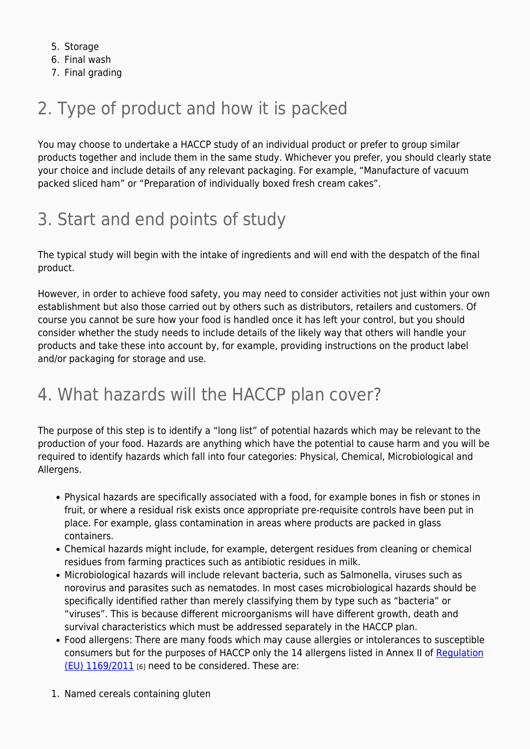5. Storage
6. Final wash
7. Final grading

## 2. Type of product and how it is packed

You may choose to undertake a HACCP study of an individual product or prefer to group similar products together and include them in the same study. Whichever you prefer, you should clearly state your choice and include details of any relevant packaging. For example, "Manufacture of vacuum packed sliced ham" or "Preparation of individually boxed fresh cream cakes".

## 3. Start and end points of study

The typical study will begin with the intake of ingredients and will end with the despatch of the final product.

However, in order to achieve food safety, you may need to consider activities not just within your own establishment but also those carried out by others such as distributors, retailers and customers. Of course you cannot be sure how your food is handled once it has left your control, but you should consider whether the study needs to include details of the likely way that others will handle your products and take these into account by, for example, providing instructions on the product label and/or packaging for storage and use.

## 4. What hazards will the HACCP plan cover?

The purpose of this step is to identify a "long list" of potential hazards which may be relevant to the production of your food. Hazards are anything which have the potential to cause harm and you will be required to identify hazards which fall into four categories: Physical, Chemical, Microbiological and Allergens.

- Physical hazards are specifically associated with a food, for example bones in fish or stones in fruit, or where a residual risk exists once appropriate pre-requisite controls have been put in place. For example, glass contamination in areas where products are packed in glass containers.
- Chemical hazards might include, for example, detergent residues from cleaning or chemical residues from farming practices such as antibiotic residues in milk.
- Microbiological hazards will include relevant bacteria, such as Salmonella, viruses such as norovirus and parasites such as nematodes. In most cases microbiological hazards should be specifically identified rather than merely classifying them by type such as "bacteria" or "viruses". This is because different microorganisms will have different growth, death and survival characteristics which must be addressed separately in the HACCP plan.
- Food allergens: There are many foods which may cause allergies or intolerances to susceptible consumers but for the purposes of HACCP only the 14 allergens listed in Annex II of Regulation (EU) 1169/2011 [6] need to be considered. These are:

1. Named cereals containing gluten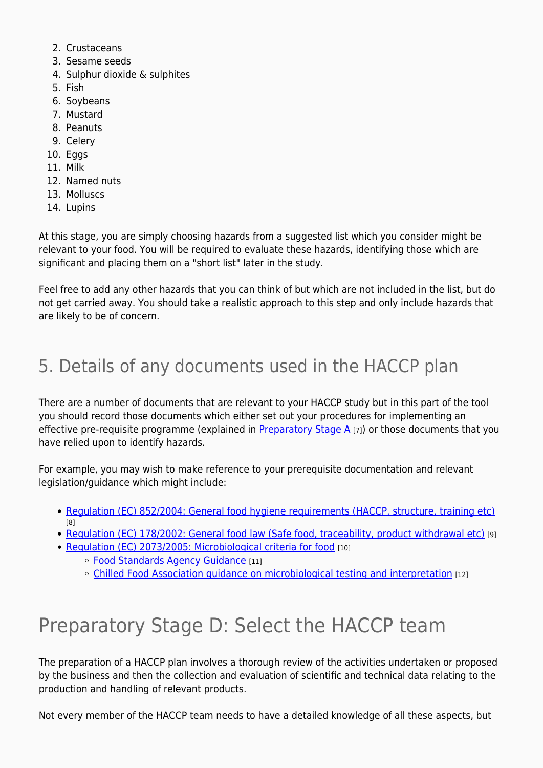2. Crustaceans
3. Sesame seeds
4. Sulphur dioxide & sulphites
5. Fish
6. Soybeans
7. Mustard
8. Peanuts
9. Celery
10. Eggs
11. Milk
12. Named nuts
13. Molluscs
14. Lupins

At this stage, you are simply choosing hazards from a suggested list which you consider might be relevant to your food. You will be required to evaluate these hazards, identifying those which are significant and placing them on a "short list" later in the study.

Feel free to add any other hazards that you can think of but which are not included in the list, but do not get carried away. You should take a realistic approach to this step and only include hazards that are likely to be of concern.

## 5. Details of any documents used in the HACCP plan

There are a number of documents that are relevant to your HACCP study but in this part of the tool you should record those documents which either set out your procedures for implementing an effective pre-requisite programme (explained in Preparatory Stage A [7]) or those documents that you have relied upon to identify hazards.

For example, you may wish to make reference to your prerequisite documentation and relevant legislation/guidance which might include:

- Regulation (EC) 852/2004: General food hygiene requirements (HACCP, structure, training etc) [8]
- Regulation (EC) 178/2002: General food law (Safe food, traceability, product withdrawal etc) [9]
- Regulation (EC) 2073/2005: Microbiological criteria for food [10]
  - Food Standards Agency Guidance [11]
  - Chilled Food Association guidance on microbiological testing and interpretation [12]

# Preparatory Stage D: Select the HACCP team

The preparation of a HACCP plan involves a thorough review of the activities undertaken or proposed by the business and then the collection and evaluation of scientific and technical data relating to the production and handling of relevant products.

Not every member of the HACCP team needs to have a detailed knowledge of all these aspects, but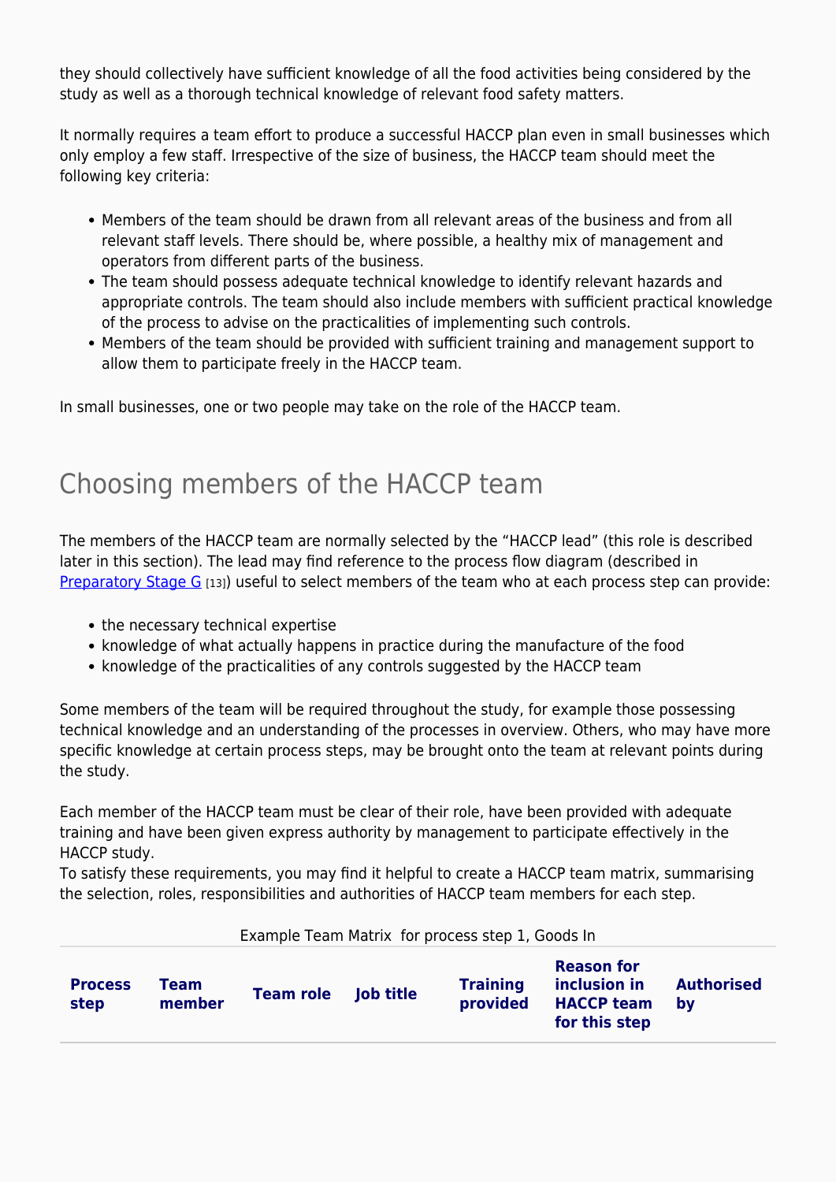they should collectively have sufficient knowledge of all the food activities being considered by the study as well as a thorough technical knowledge of relevant food safety matters.

It normally requires a team effort to produce a successful HACCP plan even in small businesses which only employ a few staff. Irrespective of the size of business, the HACCP team should meet the following key criteria:

- Members of the team should be drawn from all relevant areas of the business and from all relevant staff levels. There should be, where possible, a healthy mix of management and operators from different parts of the business.
- The team should possess adequate technical knowledge to identify relevant hazards and appropriate controls. The team should also include members with sufficient practical knowledge of the process to advise on the practicalities of implementing such controls.
- Members of the team should be provided with sufficient training and management support to allow them to participate freely in the HACCP team.

In small businesses, one or two people may take on the role of the HACCP team.

## Choosing members of the HACCP team

The members of the HACCP team are normally selected by the "HACCP lead" (this role is described later in this section). The lead may find reference to the process flow diagram (described in Preparatory Stage G [13]) useful to select members of the team who at each process step can provide:

- the necessary technical expertise
- knowledge of what actually happens in practice during the manufacture of the food
- knowledge of the practicalities of any controls suggested by the HACCP team

Some members of the team will be required throughout the study, for example those possessing technical knowledge and an understanding of the processes in overview. Others, who may have more specific knowledge at certain process steps, may be brought onto the team at relevant points during the study.

Each member of the HACCP team must be clear of their role, have been provided with adequate training and have been given express authority by management to participate effectively in the HACCP study.
To satisfy these requirements, you may find it helpful to create a HACCP team matrix, summarising the selection, roles, responsibilities and authorities of HACCP team members for each step.

Example Team Matrix for process step 1, Goods In

| Process step | Team member | Team role | Job title | Training provided | Reason for inclusion in HACCP team for this step | Authorised by |
|---|---|---|---|---|---|---|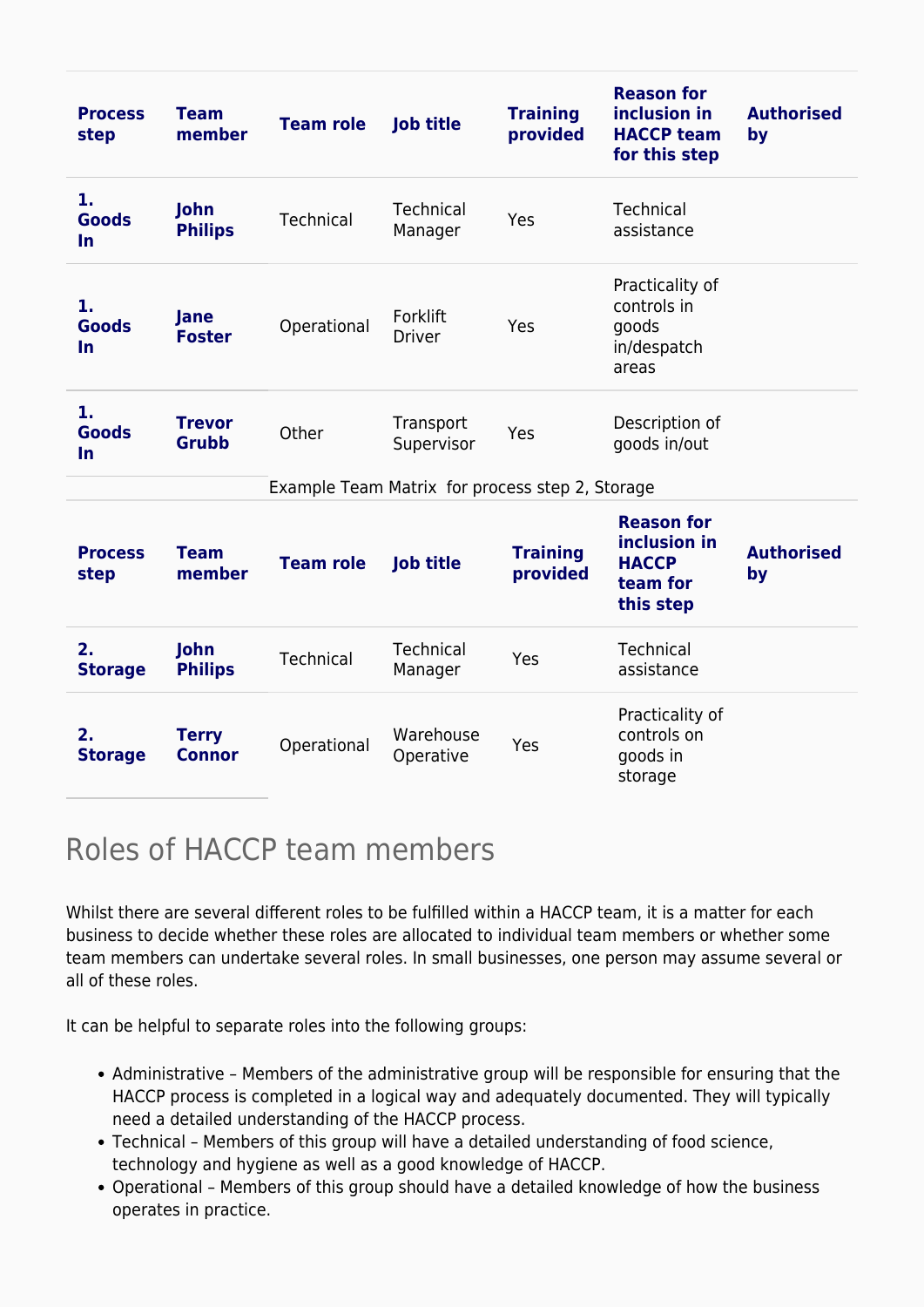| Process step | Team member | Team role | Job title | Training provided | Reason for inclusion in HACCP team for this step | Authorised by |
|---|---|---|---|---|---|---|
| **1. Goods In** | **John Philips** | Technical | Technical Manager | Yes | Technical assistance | |
| **1. Goods In** | **Jane Foster** | Operational | Forklift Driver | Yes | Practicality of controls in goods in/despatch areas | |
| **1. Goods In** | **Trevor Grubb** | Other | Transport Supervisor | Yes | Description of goods in/out | |

Example Team Matrix for process step 2, Storage

| Process step | Team member | Team role | Job title | Training provided | Reason for inclusion in HACCP team for this step | Authorised by |
|---|---|---|---|---|---|---|
| **2. Storage** | **John Philips** | Technical | Technical Manager | Yes | Technical assistance | |
| **2. Storage** | **Terry Connor** | Operational | Warehouse Operative | Yes | Practicality of controls on goods in storage | |

## Roles of HACCP team members

Whilst there are several different roles to be fulfilled within a HACCP team, it is a matter for each business to decide whether these roles are allocated to individual team members or whether some team members can undertake several roles. In small businesses, one person may assume several or all of these roles.

It can be helpful to separate roles into the following groups:

- Administrative – Members of the administrative group will be responsible for ensuring that the HACCP process is completed in a logical way and adequately documented. They will typically need a detailed understanding of the HACCP process.
- Technical – Members of this group will have a detailed understanding of food science, technology and hygiene as well as a good knowledge of HACCP.
- Operational – Members of this group should have a detailed knowledge of how the business operates in practice.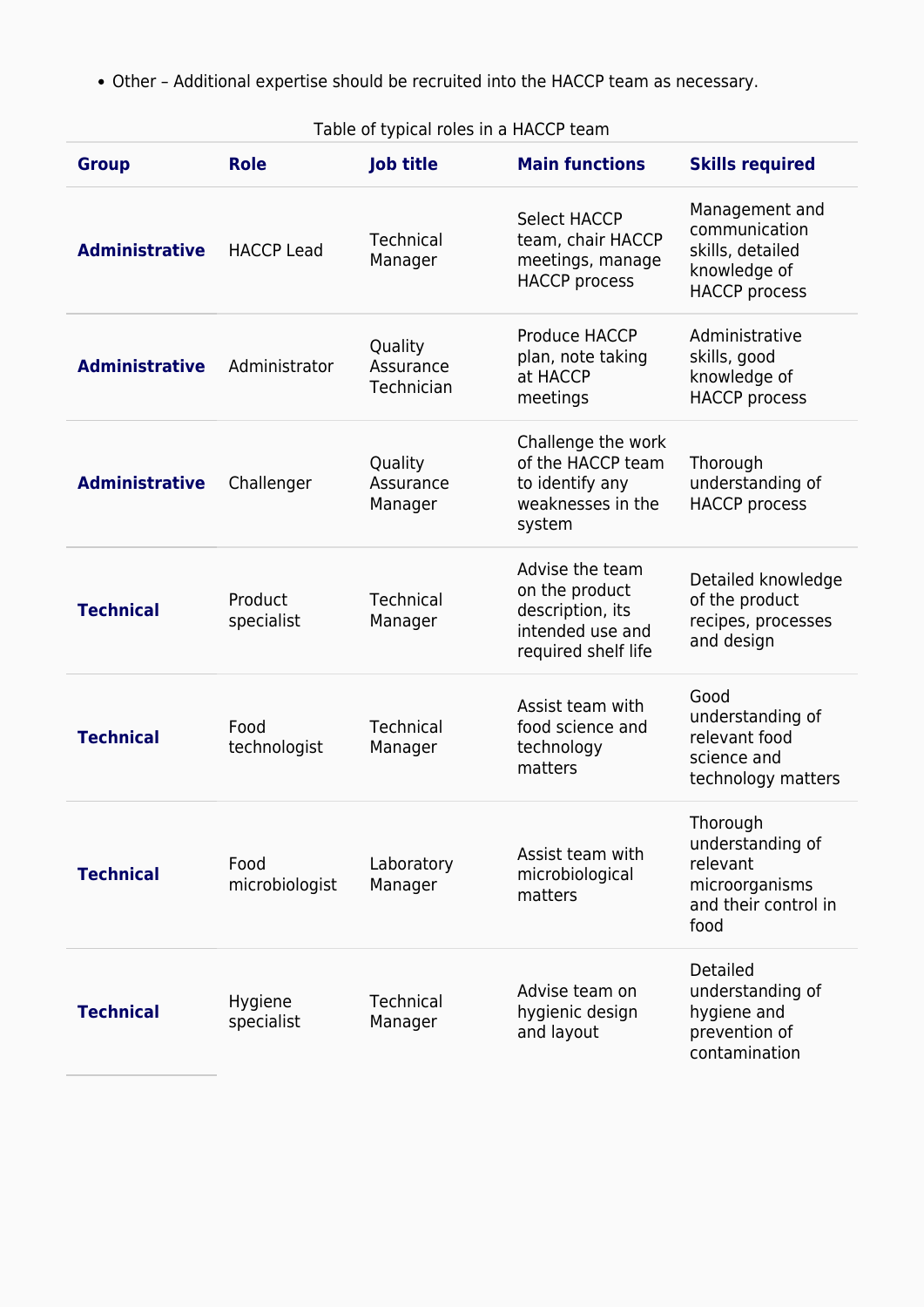- Other – Additional expertise should be recruited into the HACCP team as necessary.

Table of typical roles in a HACCP team

| Group | Role | Job title | Main functions | Skills required |
|---|---|---|---|---|
| **Administrative** | HACCP Lead | Technical Manager | Select HACCP team, chair HACCP meetings, manage HACCP process | Management and communication skills, detailed knowledge of HACCP process |
| **Administrative** | Administrator | Quality Assurance Technician | Produce HACCP plan, note taking at HACCP meetings | Administrative skills, good knowledge of HACCP process |
| **Administrative** | Challenger | Quality Assurance Manager | Challenge the work of the HACCP team to identify any weaknesses in the system | Thorough understanding of HACCP process |
| **Technical** | Product specialist | Technical Manager | Advise the team on the product description, its intended use and required shelf life | Detailed knowledge of the product recipes, processes and design |
| **Technical** | Food technologist | Technical Manager | Assist team with food science and technology matters | Good understanding of relevant food science and technology matters |
| **Technical** | Food microbiologist | Laboratory Manager | Assist team with microbiological matters | Thorough understanding of relevant microorganisms and their control in food |
| **Technical** | Hygiene specialist | Technical Manager | Advise team on hygienic design and layout | Detailed understanding of hygiene and prevention of contamination |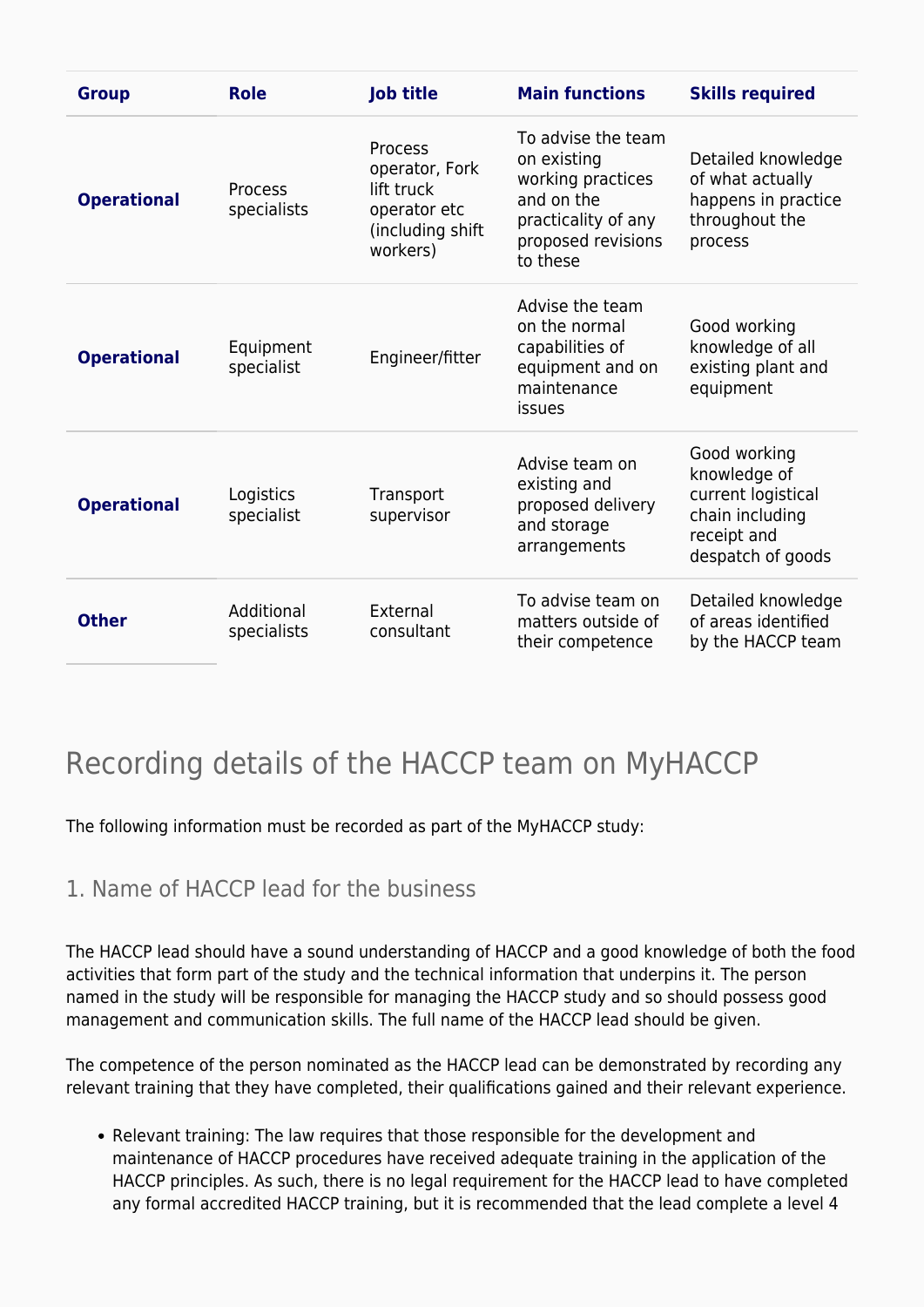| Group | Role | Job title | Main functions | Skills required |
|---|---|---|---|---|
| **Operational** | Process specialists | Process operator, Fork lift truck operator etc (including shift workers) | To advise the team on existing working practices and on the practicality of any proposed revisions to these | Detailed knowledge of what actually happens in practice throughout the process |
| **Operational** | Equipment specialist | Engineer/fitter | Advise the team on the normal capabilities of equipment and on maintenance issues | Good working knowledge of all existing plant and equipment |
| **Operational** | Logistics specialist | Transport supervisor | Advise team on existing and proposed delivery and storage arrangements | Good working knowledge of current logistical chain including receipt and despatch of goods |
| **Other** | Additional specialists | External consultant | To advise team on matters outside of their competence | Detailed knowledge of areas identified by the HACCP team |

## Recording details of the HACCP team on MyHACCP

The following information must be recorded as part of the MyHACCP study:

### 1. Name of HACCP lead for the business

The HACCP lead should have a sound understanding of HACCP and a good knowledge of both the food activities that form part of the study and the technical information that underpins it. The person named in the study will be responsible for managing the HACCP study and so should possess good management and communication skills. The full name of the HACCP lead should be given.

The competence of the person nominated as the HACCP lead can be demonstrated by recording any relevant training that they have completed, their qualifications gained and their relevant experience.

- Relevant training: The law requires that those responsible for the development and maintenance of HACCP procedures have received adequate training in the application of the HACCP principles. As such, there is no legal requirement for the HACCP lead to have completed any formal accredited HACCP training, but it is recommended that the lead complete a level 4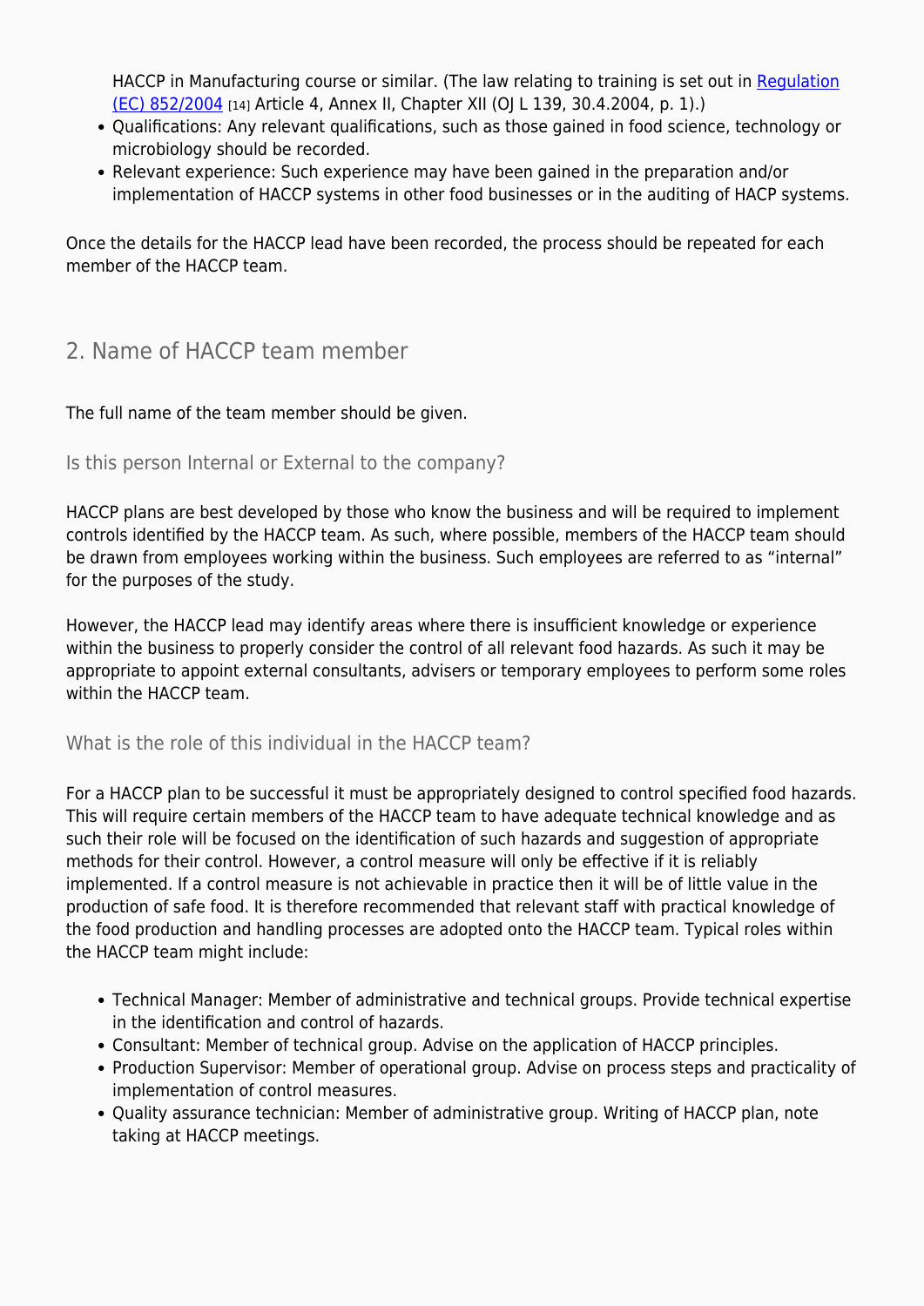HACCP in Manufacturing course or similar. (The law relating to training is set out in Regulation (EC) 852/2004 [14] Article 4, Annex II, Chapter XII (OJ L 139, 30.4.2004, p. 1).)

- Qualifications: Any relevant qualifications, such as those gained in food science, technology or microbiology should be recorded.
- Relevant experience: Such experience may have been gained in the preparation and/or implementation of HACCP systems in other food businesses or in the auditing of HACP systems.

Once the details for the HACCP lead have been recorded, the process should be repeated for each member of the HACCP team.

## 2. Name of HACCP team member

The full name of the team member should be given.

### Is this person Internal or External to the company?

HACCP plans are best developed by those who know the business and will be required to implement controls identified by the HACCP team. As such, where possible, members of the HACCP team should be drawn from employees working within the business. Such employees are referred to as "internal" for the purposes of the study.

However, the HACCP lead may identify areas where there is insufficient knowledge or experience within the business to properly consider the control of all relevant food hazards. As such it may be appropriate to appoint external consultants, advisers or temporary employees to perform some roles within the HACCP team.

### What is the role of this individual in the HACCP team?

For a HACCP plan to be successful it must be appropriately designed to control specified food hazards. This will require certain members of the HACCP team to have adequate technical knowledge and as such their role will be focused on the identification of such hazards and suggestion of appropriate methods for their control. However, a control measure will only be effective if it is reliably implemented. If a control measure is not achievable in practice then it will be of little value in the production of safe food. It is therefore recommended that relevant staff with practical knowledge of the food production and handling processes are adopted onto the HACCP team. Typical roles within the HACCP team might include:

- Technical Manager: Member of administrative and technical groups. Provide technical expertise in the identification and control of hazards.
- Consultant: Member of technical group. Advise on the application of HACCP principles.
- Production Supervisor: Member of operational group. Advise on process steps and practicality of implementation of control measures.
- Quality assurance technician: Member of administrative group. Writing of HACCP plan, note taking at HACCP meetings.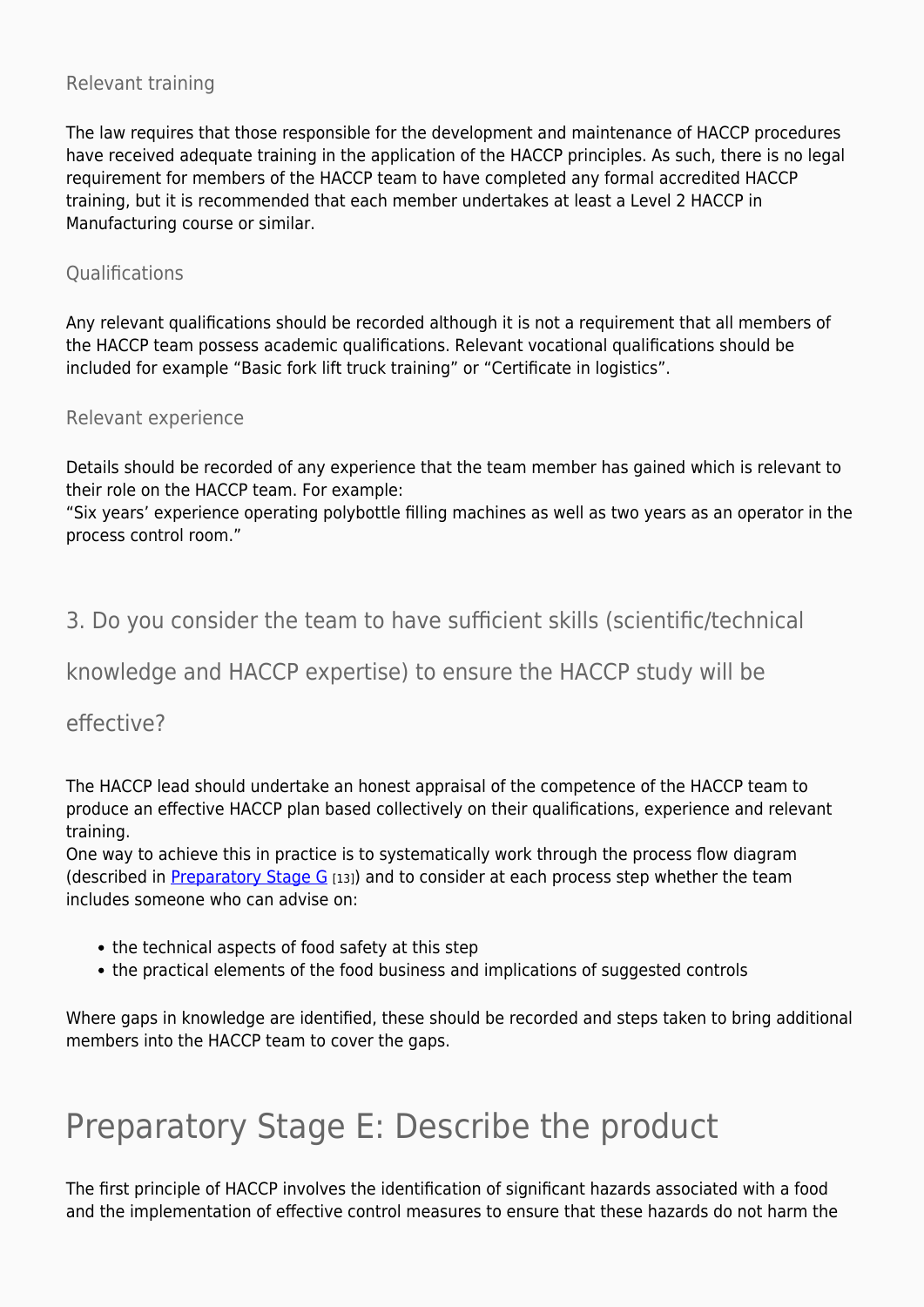#### Relevant training

The law requires that those responsible for the development and maintenance of HACCP procedures have received adequate training in the application of the HACCP principles. As such, there is no legal requirement for members of the HACCP team to have completed any formal accredited HACCP training, but it is recommended that each member undertakes at least a Level 2 HACCP in Manufacturing course or similar.

#### Qualifications

Any relevant qualifications should be recorded although it is not a requirement that all members of the HACCP team possess academic qualifications. Relevant vocational qualifications should be included for example "Basic fork lift truck training" or "Certificate in logistics".

#### Relevant experience

Details should be recorded of any experience that the team member has gained which is relevant to their role on the HACCP team. For example:
"Six years' experience operating polybottle filling machines as well as two years as an operator in the process control room."

### 3. Do you consider the team to have sufficient skills (scientific/technical knowledge and HACCP expertise) to ensure the HACCP study will be effective?

The HACCP lead should undertake an honest appraisal of the competence of the HACCP team to produce an effective HACCP plan based collectively on their qualifications, experience and relevant training.
One way to achieve this in practice is to systematically work through the process flow diagram (described in Preparatory Stage G [13]) and to consider at each process step whether the team includes someone who can advise on:

- the technical aspects of food safety at this step
- the practical elements of the food business and implications of suggested controls

Where gaps in knowledge are identified, these should be recorded and steps taken to bring additional members into the HACCP team to cover the gaps.

## Preparatory Stage E: Describe the product

The first principle of HACCP involves the identification of significant hazards associated with a food and the implementation of effective control measures to ensure that these hazards do not harm the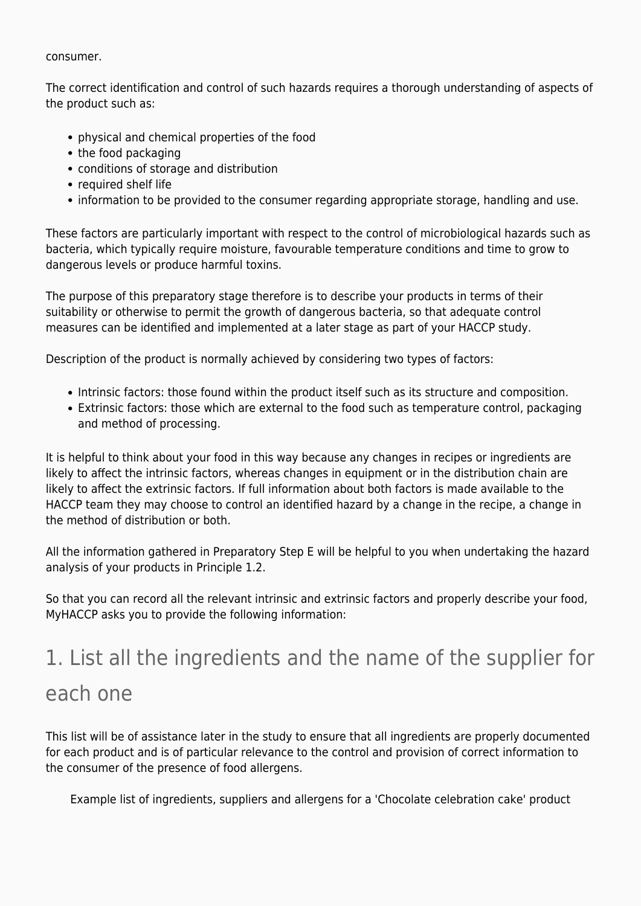consumer.

The correct identification and control of such hazards requires a thorough understanding of aspects of the product such as:

- physical and chemical properties of the food
- the food packaging
- conditions of storage and distribution
- required shelf life
- information to be provided to the consumer regarding appropriate storage, handling and use.

These factors are particularly important with respect to the control of microbiological hazards such as bacteria, which typically require moisture, favourable temperature conditions and time to grow to dangerous levels or produce harmful toxins.

The purpose of this preparatory stage therefore is to describe your products in terms of their suitability or otherwise to permit the growth of dangerous bacteria, so that adequate control measures can be identified and implemented at a later stage as part of your HACCP study.

Description of the product is normally achieved by considering two types of factors:

- Intrinsic factors: those found within the product itself such as its structure and composition.
- Extrinsic factors: those which are external to the food such as temperature control, packaging and method of processing.

It is helpful to think about your food in this way because any changes in recipes or ingredients are likely to affect the intrinsic factors, whereas changes in equipment or in the distribution chain are likely to affect the extrinsic factors. If full information about both factors is made available to the HACCP team they may choose to control an identified hazard by a change in the recipe, a change in the method of distribution or both.

All the information gathered in Preparatory Step E will be helpful to you when undertaking the hazard analysis of your products in Principle 1.2.

So that you can record all the relevant intrinsic and extrinsic factors and properly describe your food, MyHACCP asks you to provide the following information:

# 1. List all the ingredients and the name of the supplier for each one

This list will be of assistance later in the study to ensure that all ingredients are properly documented for each product and is of particular relevance to the control and provision of correct information to the consumer of the presence of food allergens.

Example list of ingredients, suppliers and allergens for a 'Chocolate celebration cake' product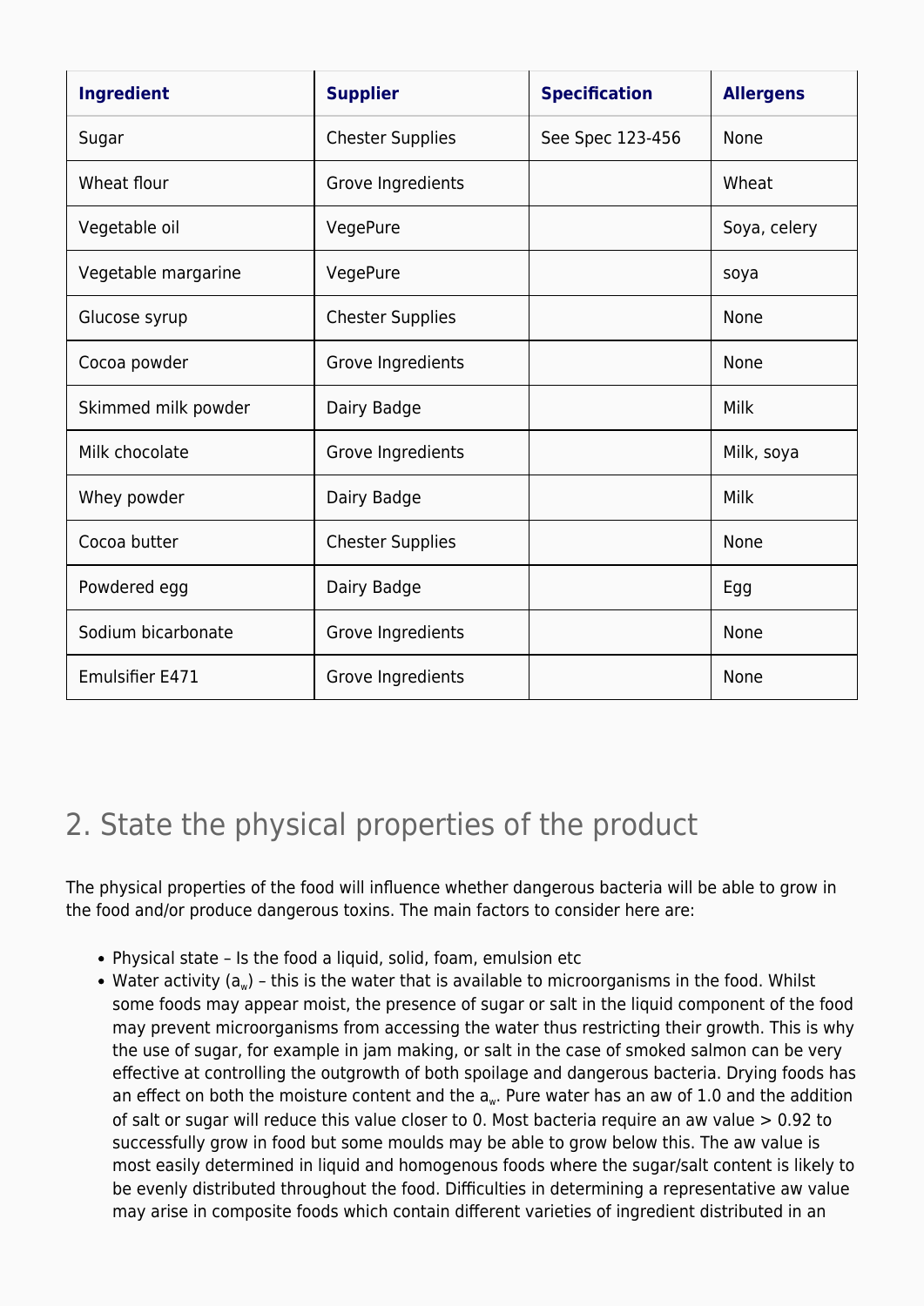| Ingredient | Supplier | Specification | Allergens |
|---|---|---|---|
| Sugar | Chester Supplies | See Spec 123-456 | None |
| Wheat flour | Grove Ingredients | | Wheat |
| Vegetable oil | VegePure | | Soya, celery |
| Vegetable margarine | VegePure | | soya |
| Glucose syrup | Chester Supplies | | None |
| Cocoa powder | Grove Ingredients | | None |
| Skimmed milk powder | Dairy Badge | | Milk |
| Milk chocolate | Grove Ingredients | | Milk, soya |
| Whey powder | Dairy Badge | | Milk |
| Cocoa butter | Chester Supplies | | None |
| Powdered egg | Dairy Badge | | Egg |
| Sodium bicarbonate | Grove Ingredients | | None |
| Emulsifier E471 | Grove Ingredients | | None |

## 2. State the physical properties of the product

The physical properties of the food will influence whether dangerous bacteria will be able to grow in the food and/or produce dangerous toxins. The main factors to consider here are:

- Physical state – Is the food a liquid, solid, foam, emulsion etc
- Water activity ($a_w$) – this is the water that is available to microorganisms in the food. Whilst some foods may appear moist, the presence of sugar or salt in the liquid component of the food may prevent microorganisms from accessing the water thus restricting their growth. This is why the use of sugar, for example in jam making, or salt in the case of smoked salmon can be very effective at controlling the outgrowth of both spoilage and dangerous bacteria. Drying foods has an effect on both the moisture content and the $a_w$. Pure water has an aw of 1.0 and the addition of salt or sugar will reduce this value closer to 0. Most bacteria require an aw value > 0.92 to successfully grow in food but some moulds may be able to grow below this. The aw value is most easily determined in liquid and homogenous foods where the sugar/salt content is likely to be evenly distributed throughout the food. Difficulties in determining a representative aw value may arise in composite foods which contain different varieties of ingredient distributed in an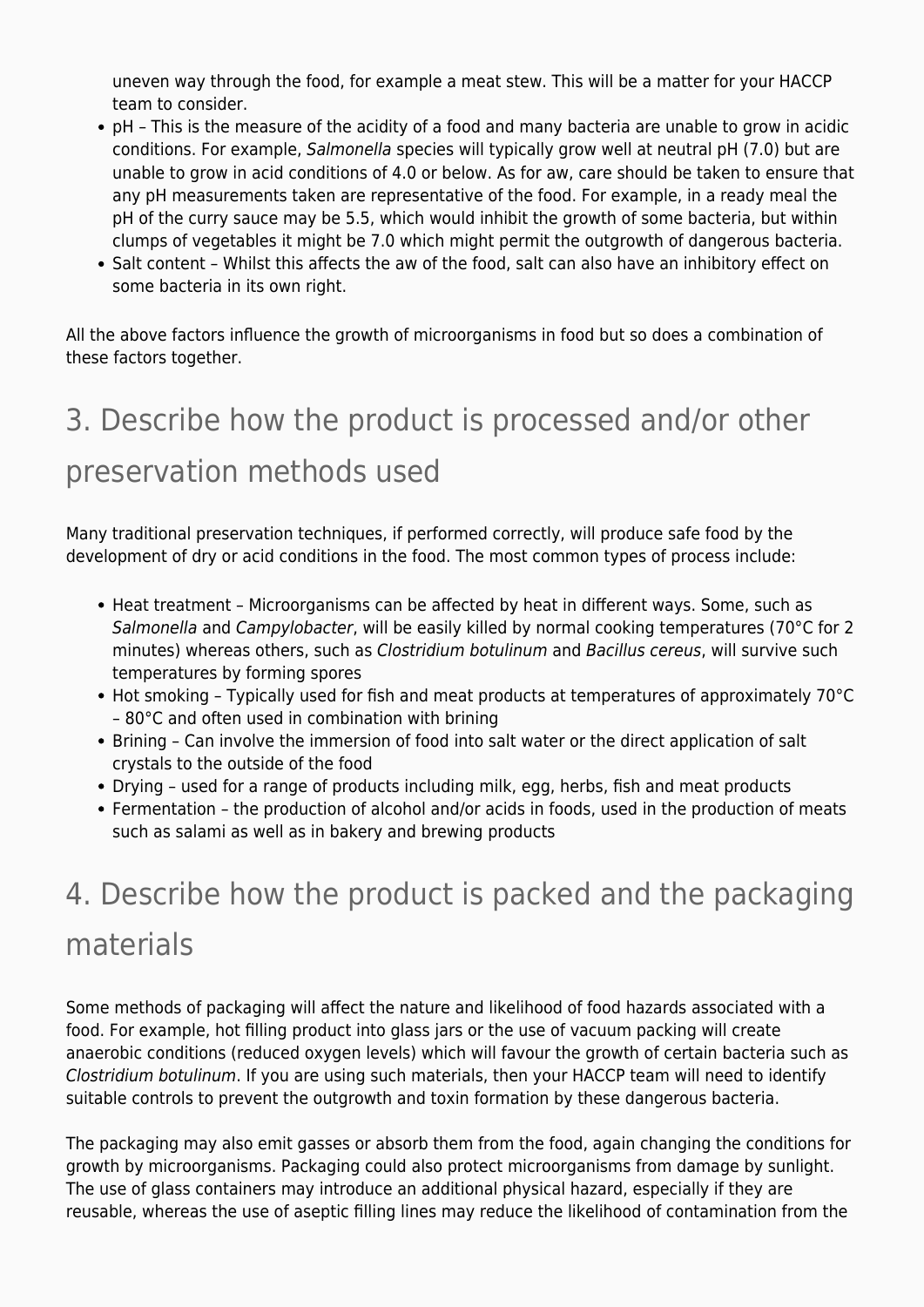uneven way through the food, for example a meat stew. This will be a matter for your HACCP team to consider.

- pH – This is the measure of the acidity of a food and many bacteria are unable to grow in acidic conditions. For example, *Salmonella* species will typically grow well at neutral pH (7.0) but are unable to grow in acid conditions of 4.0 or below. As for aw, care should be taken to ensure that any pH measurements taken are representative of the food. For example, in a ready meal the pH of the curry sauce may be 5.5, which would inhibit the growth of some bacteria, but within clumps of vegetables it might be 7.0 which might permit the outgrowth of dangerous bacteria.
- Salt content – Whilst this affects the aw of the food, salt can also have an inhibitory effect on some bacteria in its own right.

All the above factors influence the growth of microorganisms in food but so does a combination of these factors together.

## 3. Describe how the product is processed and/or other preservation methods used

Many traditional preservation techniques, if performed correctly, will produce safe food by the development of dry or acid conditions in the food. The most common types of process include:

- Heat treatment – Microorganisms can be affected by heat in different ways. Some, such as *Salmonella* and *Campylobacter*, will be easily killed by normal cooking temperatures (70°C for 2 minutes) whereas others, such as *Clostridium botulinum* and *Bacillus cereus*, will survive such temperatures by forming spores
- Hot smoking – Typically used for fish and meat products at temperatures of approximately 70°C – 80°C and often used in combination with brining
- Brining – Can involve the immersion of food into salt water or the direct application of salt crystals to the outside of the food
- Drying – used for a range of products including milk, egg, herbs, fish and meat products
- Fermentation – the production of alcohol and/or acids in foods, used in the production of meats such as salami as well as in bakery and brewing products

## 4. Describe how the product is packed and the packaging materials

Some methods of packaging will affect the nature and likelihood of food hazards associated with a food. For example, hot filling product into glass jars or the use of vacuum packing will create anaerobic conditions (reduced oxygen levels) which will favour the growth of certain bacteria such as *Clostridium botulinum*. If you are using such materials, then your HACCP team will need to identify suitable controls to prevent the outgrowth and toxin formation by these dangerous bacteria.

The packaging may also emit gasses or absorb them from the food, again changing the conditions for growth by microorganisms. Packaging could also protect microorganisms from damage by sunlight. The use of glass containers may introduce an additional physical hazard, especially if they are reusable, whereas the use of aseptic filling lines may reduce the likelihood of contamination from the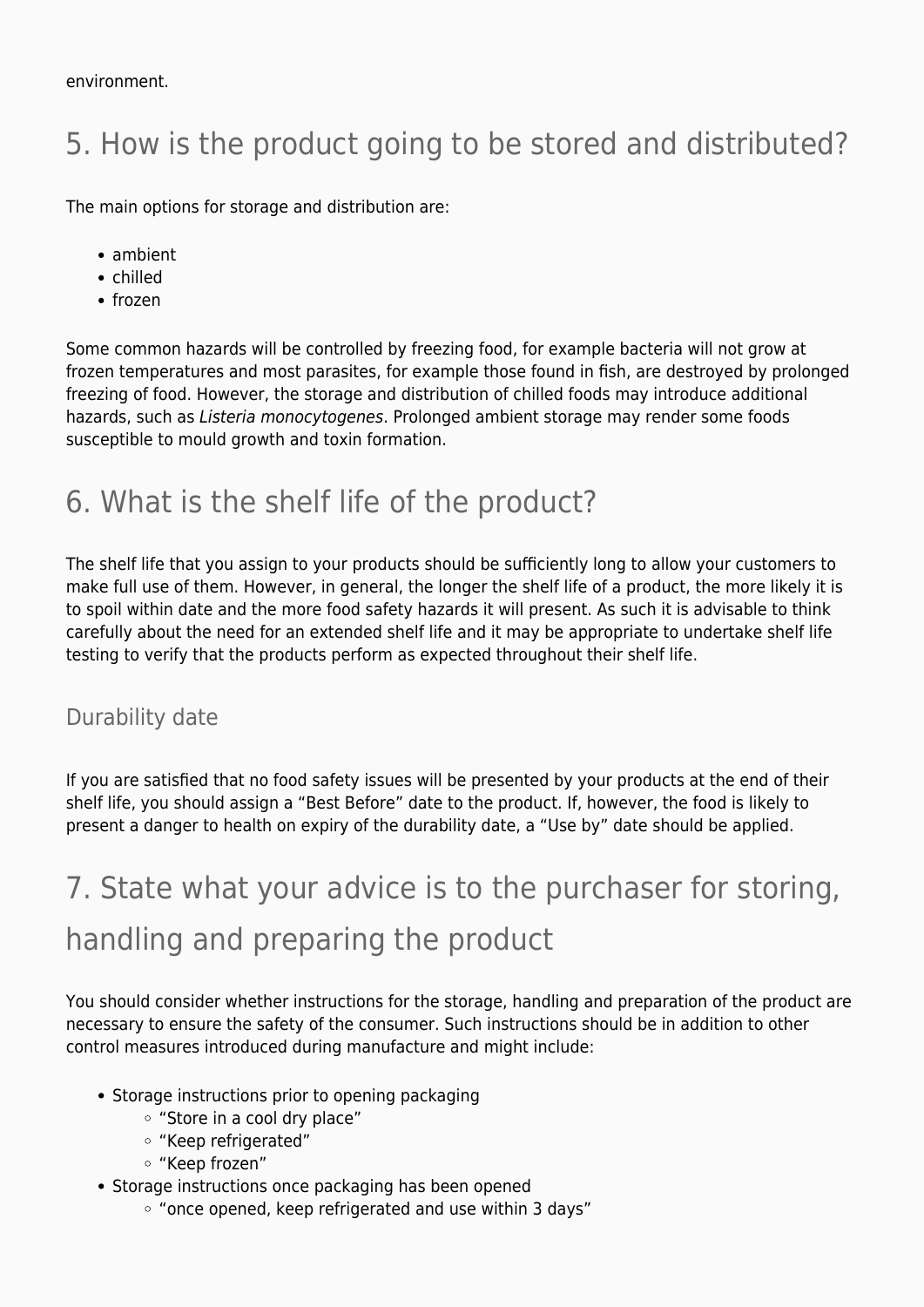environment.

## 5. How is the product going to be stored and distributed?

The main options for storage and distribution are:

- ambient
- chilled
- frozen

Some common hazards will be controlled by freezing food, for example bacteria will not grow at frozen temperatures and most parasites, for example those found in fish, are destroyed by prolonged freezing of food. However, the storage and distribution of chilled foods may introduce additional hazards, such as *Listeria monocytogenes*. Prolonged ambient storage may render some foods susceptible to mould growth and toxin formation.

## 6. What is the shelf life of the product?

The shelf life that you assign to your products should be sufficiently long to allow your customers to make full use of them. However, in general, the longer the shelf life of a product, the more likely it is to spoil within date and the more food safety hazards it will present. As such it is advisable to think carefully about the need for an extended shelf life and it may be appropriate to undertake shelf life testing to verify that the products perform as expected throughout their shelf life.

### Durability date

If you are satisfied that no food safety issues will be presented by your products at the end of their shelf life, you should assign a “Best Before” date to the product. If, however, the food is likely to present a danger to health on expiry of the durability date, a “Use by” date should be applied.

## 7. State what your advice is to the purchaser for storing, handling and preparing the product

You should consider whether instructions for the storage, handling and preparation of the product are necessary to ensure the safety of the consumer. Such instructions should be in addition to other control measures introduced during manufacture and might include:

- Storage instructions prior to opening packaging
    - “Store in a cool dry place”
    - “Keep refrigerated”
    - “Keep frozen”
- Storage instructions once packaging has been opened
    - “once opened, keep refrigerated and use within 3 days”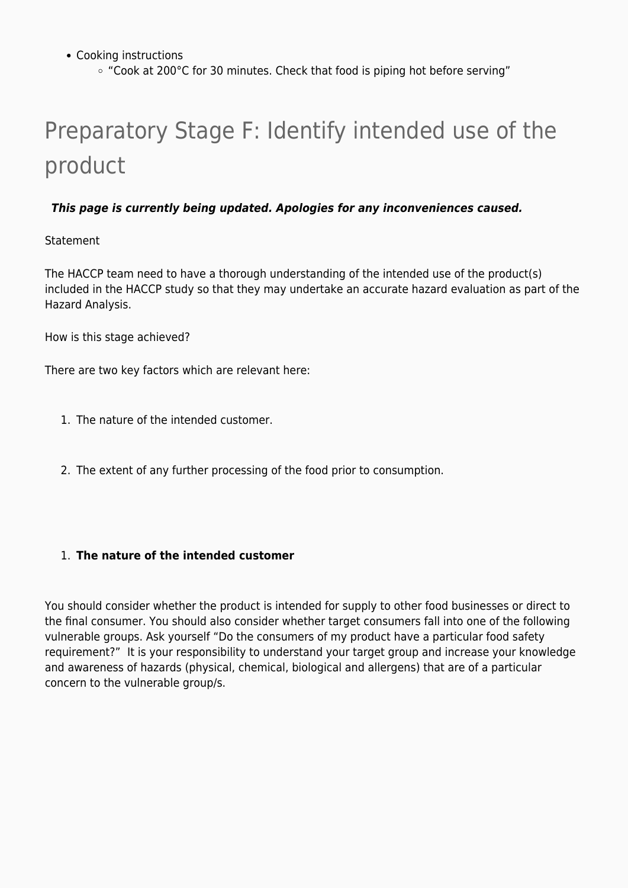- Cooking instructions
  - “Cook at 200°C for 30 minutes. Check that food is piping hot before serving”

# Preparatory Stage F: Identify intended use of the product

***This page is currently being updated. Apologies for any inconveniences caused.***

Statement

The HACCP team need to have a thorough understanding of the intended use of the product(s) included in the HACCP study so that they may undertake an accurate hazard evaluation as part of the Hazard Analysis.

How is this stage achieved?

There are two key factors which are relevant here:

1. The nature of the intended customer.

2. The extent of any further processing of the food prior to consumption.

1. **The nature of the intended customer**

You should consider whether the product is intended for supply to other food businesses or direct to the final consumer. You should also consider whether target consumers fall into one of the following vulnerable groups. Ask yourself “Do the consumers of my product have a particular food safety requirement?” It is your responsibility to understand your target group and increase your knowledge and awareness of hazards (physical, chemical, biological and allergens) that are of a particular concern to the vulnerable group/s.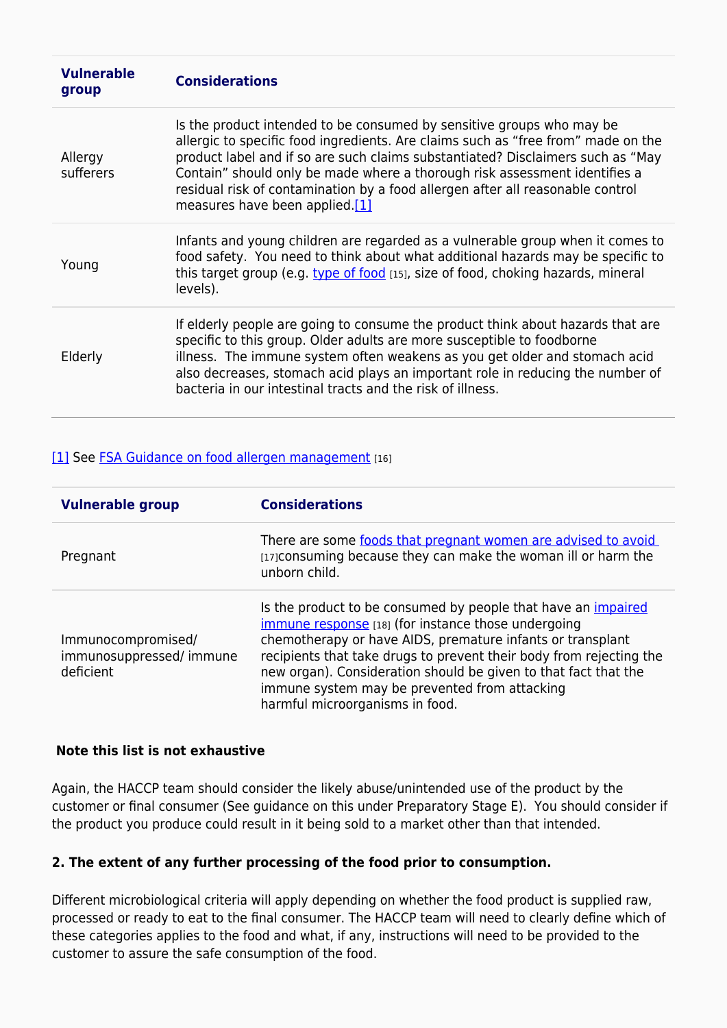| Vulnerable group | Considerations |
|---|---|
| Allergy sufferers | Is the product intended to be consumed by sensitive groups who may be allergic to specific food ingredients. Are claims such as "free from" made on the product label and if so are such claims substantiated? Disclaimers such as "May Contain" should only be made where a thorough risk assessment identifies a residual risk of contamination by a food allergen after all reasonable control measures have been applied.[1] |
| Young | Infants and young children are regarded as a vulnerable group when it comes to food safety. You need to think about what additional hazards may be specific to this target group (e.g. type of food [15], size of food, choking hazards, mineral levels). |
| Elderly | If elderly people are going to consume the product think about hazards that are specific to this group. Older adults are more susceptible to foodborne illness. The immune system often weakens as you get older and stomach acid also decreases, stomach acid plays an important role in reducing the number of bacteria in our intestinal tracts and the risk of illness. |

[1] See FSA Guidance on food allergen management [16]

| Vulnerable group | Considerations |
|---|---|
| Pregnant | There are some foods that pregnant women are advised to avoid [17] consuming because they can make the woman ill or harm the unborn child. |
| Immunocompromised/ immunosuppressed/ immune deficient | Is the product to be consumed by people that have an impaired immune response [18] (for instance those undergoing chemotherapy or have AIDS, premature infants or transplant recipients that take drugs to prevent their body from rejecting the new organ). Consideration should be given to that fact that the immune system may be prevented from attacking harmful microorganisms in food. |

**Note this list is not exhaustive**

Again, the HACCP team should consider the likely abuse/unintended use of the product by the customer or final consumer (See guidance on this under Preparatory Stage E). You should consider if the product you produce could result in it being sold to a market other than that intended.

**2. The extent of any further processing of the food prior to consumption.**

Different microbiological criteria will apply depending on whether the food product is supplied raw, processed or ready to eat to the final consumer. The HACCP team will need to clearly define which of these categories applies to the food and what, if any, instructions will need to be provided to the customer to assure the safe consumption of the food.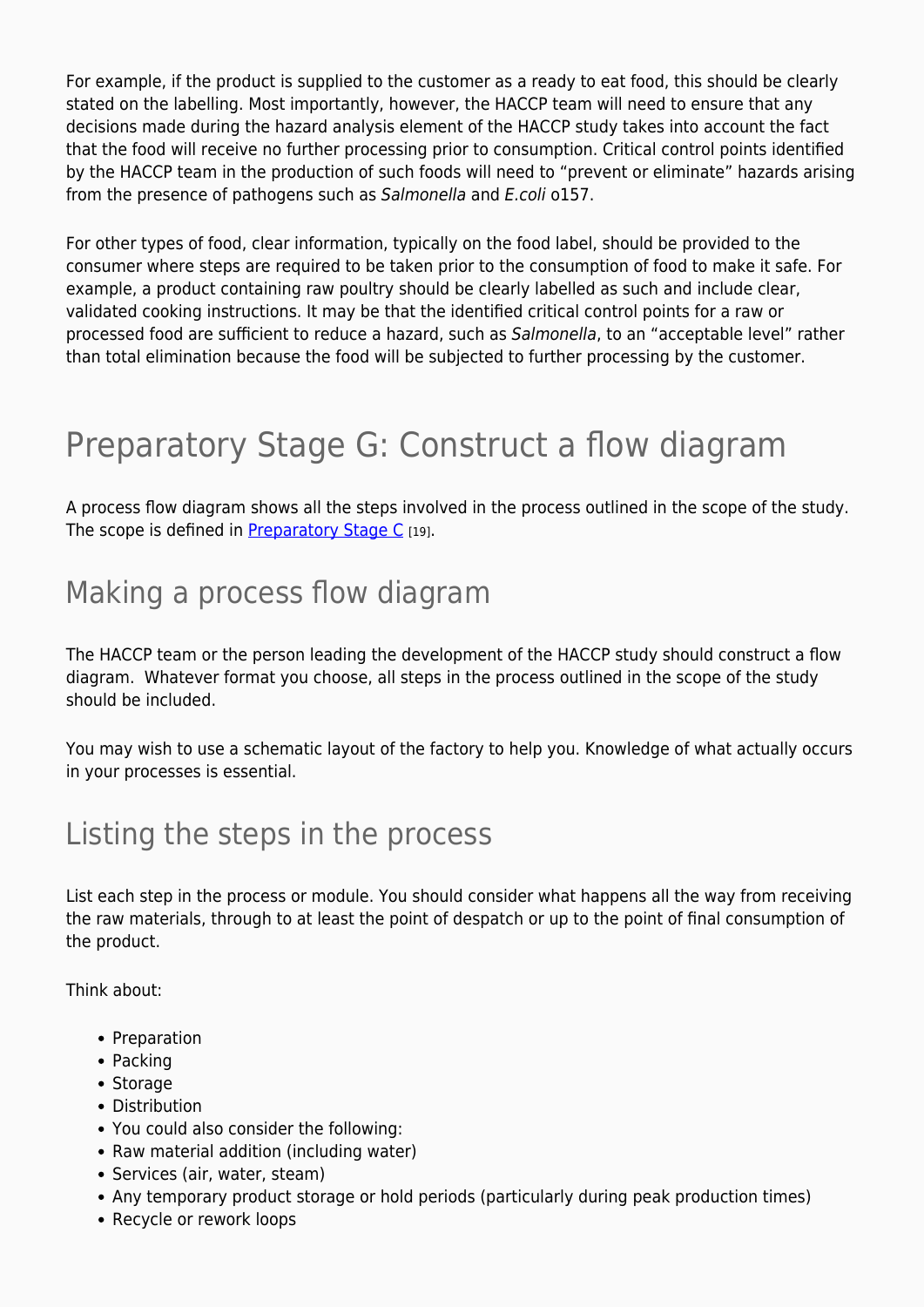For example, if the product is supplied to the customer as a ready to eat food, this should be clearly stated on the labelling. Most importantly, however, the HACCP team will need to ensure that any decisions made during the hazard analysis element of the HACCP study takes into account the fact that the food will receive no further processing prior to consumption. Critical control points identified by the HACCP team in the production of such foods will need to "prevent or eliminate" hazards arising from the presence of pathogens such as *Salmonella* and *E.coli* o157.

For other types of food, clear information, typically on the food label, should be provided to the consumer where steps are required to be taken prior to the consumption of food to make it safe. For example, a product containing raw poultry should be clearly labelled as such and include clear, validated cooking instructions. It may be that the identified critical control points for a raw or processed food are sufficient to reduce a hazard, such as *Salmonella*, to an "acceptable level" rather than total elimination because the food will be subjected to further processing by the customer.

# Preparatory Stage G: Construct a flow diagram

A process flow diagram shows all the steps involved in the process outlined in the scope of the study. The scope is defined in Preparatory Stage C [19].

## Making a process flow diagram

The HACCP team or the person leading the development of the HACCP study should construct a flow diagram. Whatever format you choose, all steps in the process outlined in the scope of the study should be included.

You may wish to use a schematic layout of the factory to help you. Knowledge of what actually occurs in your processes is essential.

## Listing the steps in the process

List each step in the process or module. You should consider what happens all the way from receiving the raw materials, through to at least the point of despatch or up to the point of final consumption of the product.

Think about:

- Preparation
- Packing
- Storage
- Distribution
- You could also consider the following:
- Raw material addition (including water)
- Services (air, water, steam)
- Any temporary product storage or hold periods (particularly during peak production times)
- Recycle or rework loops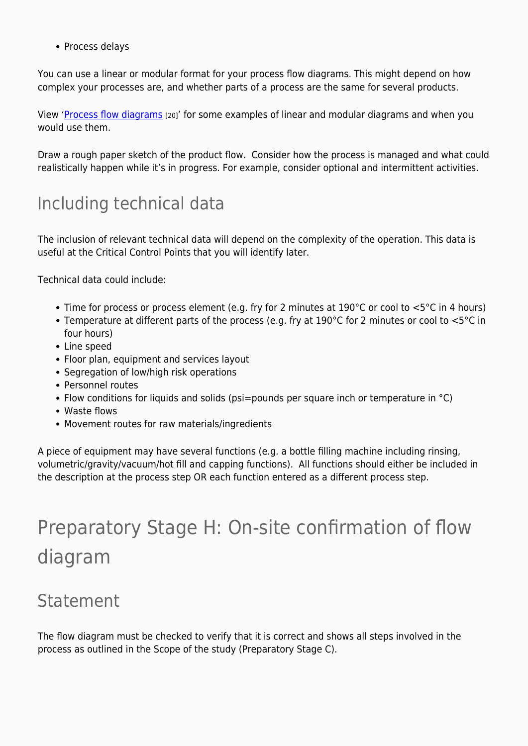- Process delays

You can use a linear or modular format for your process flow diagrams. This might depend on how complex your processes are, and whether parts of a process are the same for several products.

View 'Process flow diagrams [20]' for some examples of linear and modular diagrams and when you would use them.

Draw a rough paper sketch of the product flow. Consider how the process is managed and what could realistically happen while it's in progress. For example, consider optional and intermittent activities.

## Including technical data

The inclusion of relevant technical data will depend on the complexity of the operation. This data is useful at the Critical Control Points that you will identify later.

Technical data could include:

- Time for process or process element (e.g. fry for 2 minutes at 190°C or cool to <5°C in 4 hours)
- Temperature at different parts of the process (e.g. fry at 190°C for 2 minutes or cool to <5°C in four hours)
- Line speed
- Floor plan, equipment and services layout
- Segregation of low/high risk operations
- Personnel routes
- Flow conditions for liquids and solids (psi=pounds per square inch or temperature in °C)
- Waste flows
- Movement routes for raw materials/ingredients

A piece of equipment may have several functions (e.g. a bottle filling machine including rinsing, volumetric/gravity/vacuum/hot fill and capping functions). All functions should either be included in the description at the process step OR each function entered as a different process step.

# Preparatory Stage H: On-site confirmation of flow diagram

## Statement

The flow diagram must be checked to verify that it is correct and shows all steps involved in the process as outlined in the Scope of the study (Preparatory Stage C).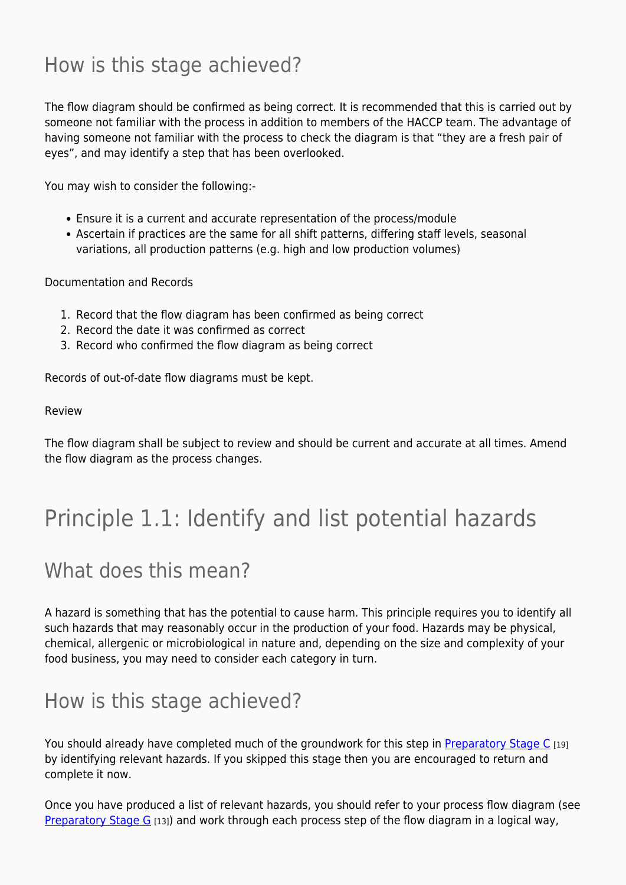## How is this stage achieved?

The flow diagram should be confirmed as being correct. It is recommended that this is carried out by someone not familiar with the process in addition to members of the HACCP team. The advantage of having someone not familiar with the process to check the diagram is that "they are a fresh pair of eyes", and may identify a step that has been overlooked.

You may wish to consider the following:-

- Ensure it is a current and accurate representation of the process/module
- Ascertain if practices are the same for all shift patterns, differing staff levels, seasonal variations, all production patterns (e.g. high and low production volumes)

Documentation and Records

1. Record that the flow diagram has been confirmed as being correct
2. Record the date it was confirmed as correct
3. Record who confirmed the flow diagram as being correct

Records of out-of-date flow diagrams must be kept.

Review

The flow diagram shall be subject to review and should be current and accurate at all times. Amend the flow diagram as the process changes.

# Principle 1.1: Identify and list potential hazards

## What does this mean?

A hazard is something that has the potential to cause harm. This principle requires you to identify all such hazards that may reasonably occur in the production of your food. Hazards may be physical, chemical, allergenic or microbiological in nature and, depending on the size and complexity of your food business, you may need to consider each category in turn.

## How is this stage achieved?

You should already have completed much of the groundwork for this step in Preparatory Stage C [19] by identifying relevant hazards. If you skipped this stage then you are encouraged to return and complete it now.

Once you have produced a list of relevant hazards, you should refer to your process flow diagram (see Preparatory Stage G [13]) and work through each process step of the flow diagram in a logical way,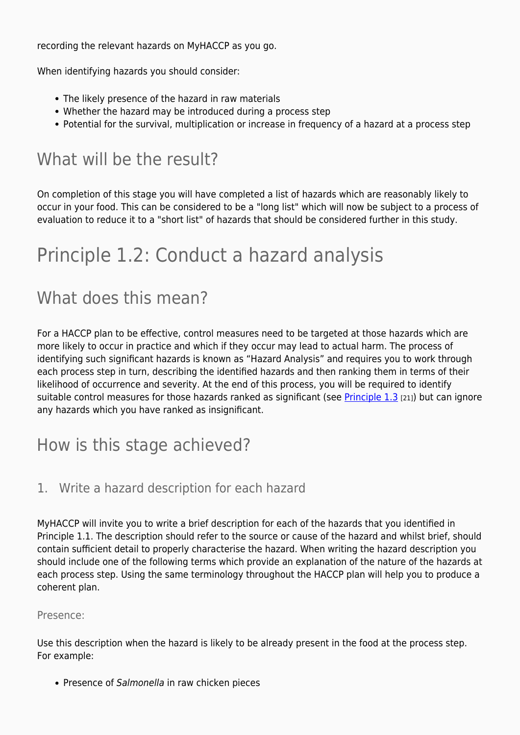recording the relevant hazards on MyHACCP as you go.

When identifying hazards you should consider:

- The likely presence of the hazard in raw materials
- Whether the hazard may be introduced during a process step
- Potential for the survival, multiplication or increase in frequency of a hazard at a process step

## What will be the result?

On completion of this stage you will have completed a list of hazards which are reasonably likely to occur in your food. This can be considered to be a "long list" which will now be subject to a process of evaluation to reduce it to a "short list" of hazards that should be considered further in this study.

# Principle 1.2: Conduct a hazard analysis

## What does this mean?

For a HACCP plan to be effective, control measures need to be targeted at those hazards which are more likely to occur in practice and which if they occur may lead to actual harm. The process of identifying such significant hazards is known as "Hazard Analysis" and requires you to work through each process step in turn, describing the identified hazards and then ranking them in terms of their likelihood of occurrence and severity. At the end of this process, you will be required to identify suitable control measures for those hazards ranked as significant (see Principle 1.3 [21]) but can ignore any hazards which you have ranked as insignificant.

## How is this stage achieved?

### 1. Write a hazard description for each hazard

MyHACCP will invite you to write a brief description for each of the hazards that you identified in Principle 1.1. The description should refer to the source or cause of the hazard and whilst brief, should contain sufficient detail to properly characterise the hazard. When writing the hazard description you should include one of the following terms which provide an explanation of the nature of the hazards at each process step. Using the same terminology throughout the HACCP plan will help you to produce a coherent plan.

#### Presence:

Use this description when the hazard is likely to be already present in the food at the process step. For example:

- Presence of *Salmonella* in raw chicken pieces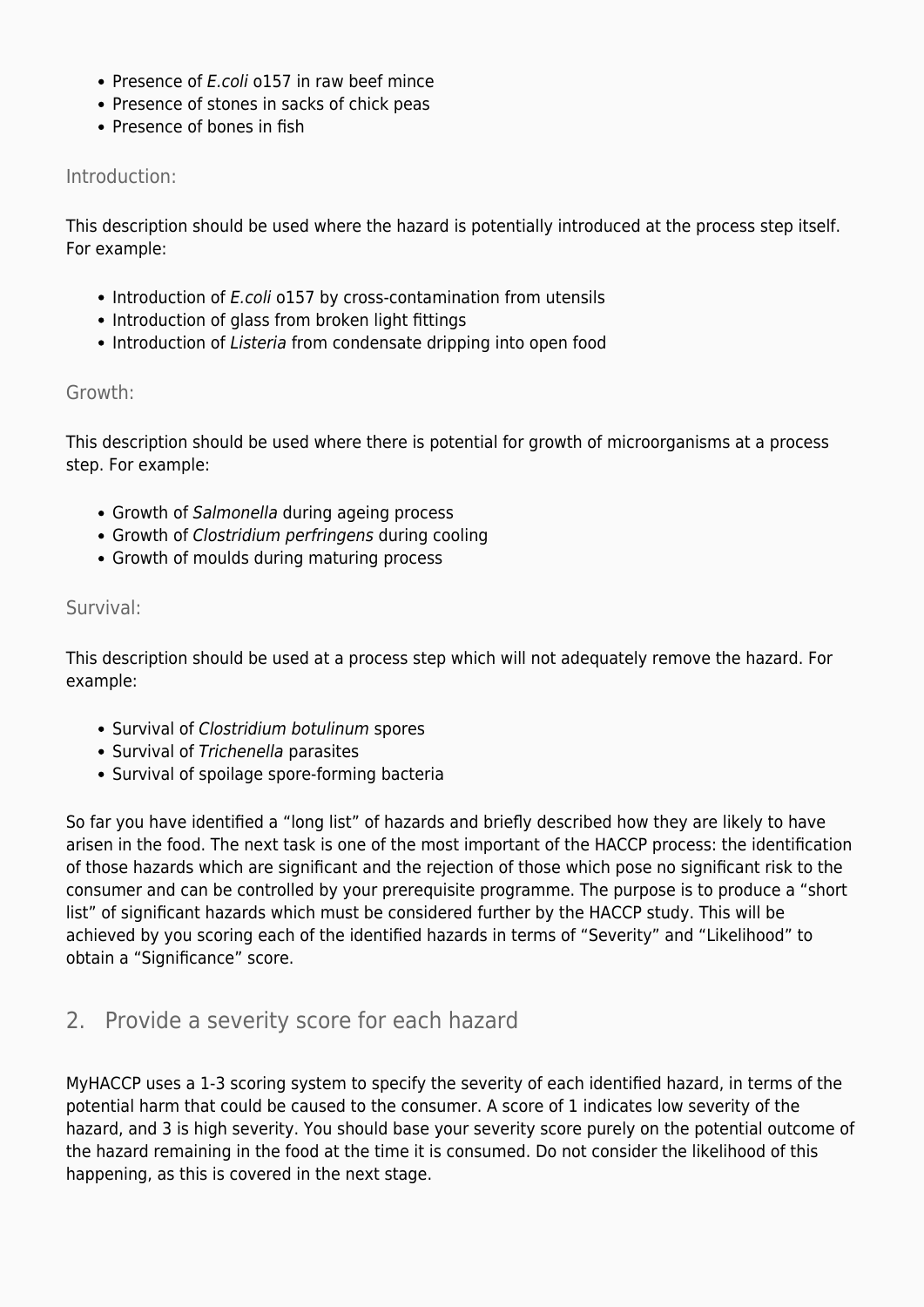- Presence of *E.coli* o157 in raw beef mince
- Presence of stones in sacks of chick peas
- Presence of bones in fish

### Introduction:

This description should be used where the hazard is potentially introduced at the process step itself. For example:

- Introduction of *E.coli* o157 by cross-contamination from utensils
- Introduction of glass from broken light fittings
- Introduction of *Listeria* from condensate dripping into open food

### Growth:

This description should be used where there is potential for growth of microorganisms at a process step. For example:

- Growth of *Salmonella* during ageing process
- Growth of *Clostridium perfringens* during cooling
- Growth of moulds during maturing process

### Survival:

This description should be used at a process step which will not adequately remove the hazard. For example:

- Survival of *Clostridium botulinum* spores
- Survival of *Trichenella* parasites
- Survival of spoilage spore-forming bacteria

So far you have identified a "long list" of hazards and briefly described how they are likely to have arisen in the food. The next task is one of the most important of the HACCP process: the identification of those hazards which are significant and the rejection of those which pose no significant risk to the consumer and can be controlled by your prerequisite programme. The purpose is to produce a "short list" of significant hazards which must be considered further by the HACCP study. This will be achieved by you scoring each of the identified hazards in terms of "Severity" and "Likelihood" to obtain a "Significance" score.

## 2. Provide a severity score for each hazard

MyHACCP uses a 1-3 scoring system to specify the severity of each identified hazard, in terms of the potential harm that could be caused to the consumer. A score of 1 indicates low severity of the hazard, and 3 is high severity. You should base your severity score purely on the potential outcome of the hazard remaining in the food at the time it is consumed. Do not consider the likelihood of this happening, as this is covered in the next stage.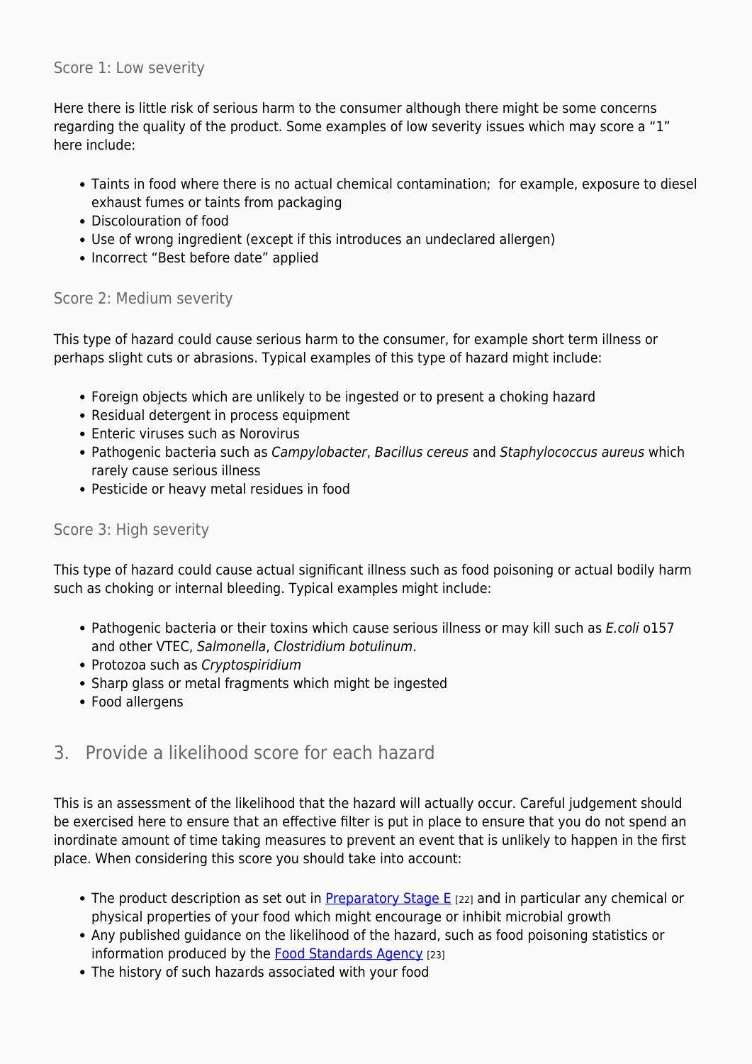### Score 1: Low severity

Here there is little risk of serious harm to the consumer although there might be some concerns regarding the quality of the product. Some examples of low severity issues which may score a "1" here include:

- Taints in food where there is no actual chemical contamination; for example, exposure to diesel exhaust fumes or taints from packaging
- Discolouration of food
- Use of wrong ingredient (except if this introduces an undeclared allergen)
- Incorrect "Best before date" applied

### Score 2: Medium severity

This type of hazard could cause serious harm to the consumer, for example short term illness or perhaps slight cuts or abrasions. Typical examples of this type of hazard might include:

- Foreign objects which are unlikely to be ingested or to present a choking hazard
- Residual detergent in process equipment
- Enteric viruses such as Norovirus
- Pathogenic bacteria such as *Campylobacter*, *Bacillus cereus* and *Staphylococcus aureus* which rarely cause serious illness
- Pesticide or heavy metal residues in food

### Score 3: High severity

This type of hazard could cause actual significant illness such as food poisoning or actual bodily harm such as choking or internal bleeding. Typical examples might include:

- Pathogenic bacteria or their toxins which cause serious illness or may kill such as *E.coli* o157 and other VTEC, *Salmonella*, *Clostridium botulinum*.
- Protozoa such as *Cryptospiridium*
- Sharp glass or metal fragments which might be ingested
- Food allergens

## 3. Provide a likelihood score for each hazard

This is an assessment of the likelihood that the hazard will actually occur. Careful judgement should be exercised here to ensure that an effective filter is put in place to ensure that you do not spend an inordinate amount of time taking measures to prevent an event that is unlikely to happen in the first place. When considering this score you should take into account:

- The product description as set out in Preparatory Stage E [22] and in particular any chemical or physical properties of your food which might encourage or inhibit microbial growth
- Any published guidance on the likelihood of the hazard, such as food poisoning statistics or information produced by the Food Standards Agency [23]
- The history of such hazards associated with your food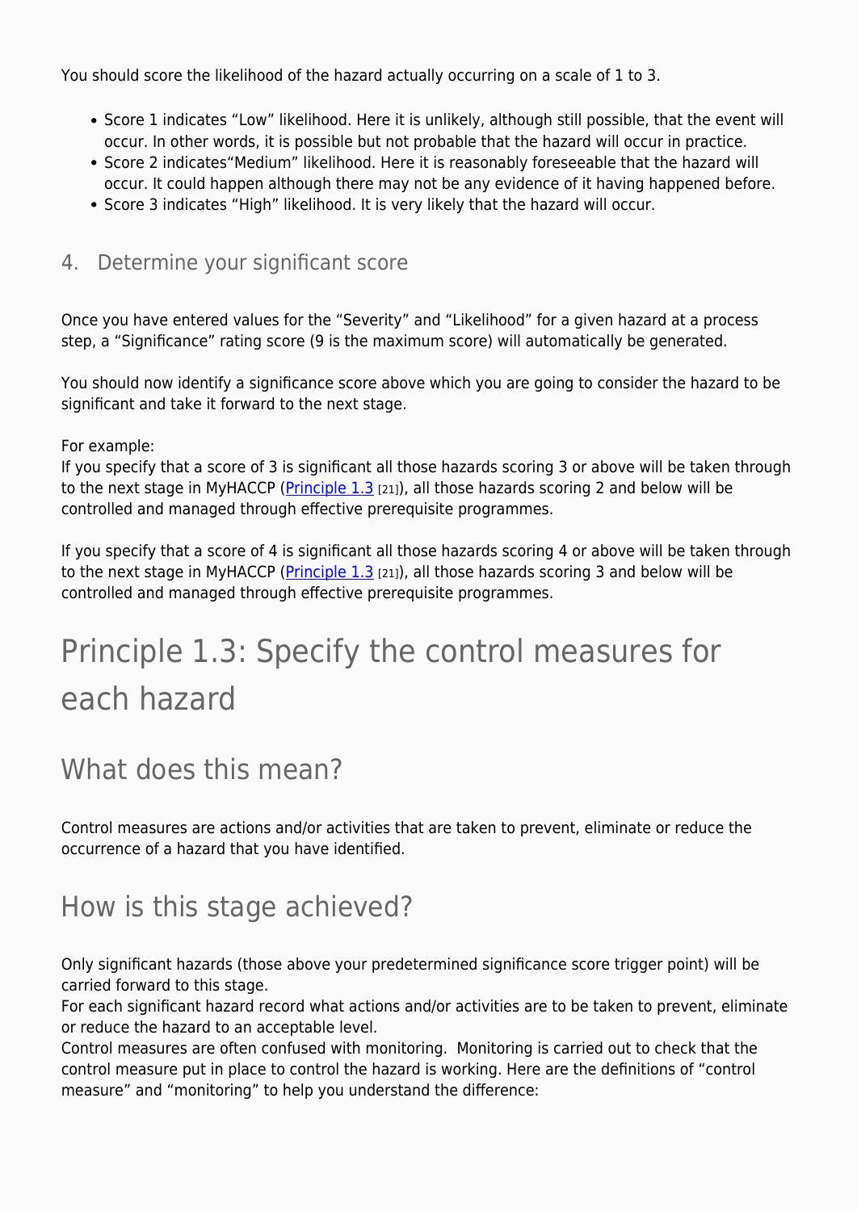You should score the likelihood of the hazard actually occurring on a scale of 1 to 3.

- Score 1 indicates "Low" likelihood. Here it is unlikely, although still possible, that the event will occur. In other words, it is possible but not probable that the hazard will occur in practice.
- Score 2 indicates"Medium" likelihood. Here it is reasonably foreseeable that the hazard will occur. It could happen although there may not be any evidence of it having happened before.
- Score 3 indicates "High" likelihood. It is very likely that the hazard will occur.

### 4. Determine your significant score

Once you have entered values for the "Severity" and "Likelihood" for a given hazard at a process step, a "Significance" rating score (9 is the maximum score) will automatically be generated.

You should now identify a significance score above which you are going to consider the hazard to be significant and take it forward to the next stage.

For example:
If you specify that a score of 3 is significant all those hazards scoring 3 or above will be taken through to the next stage in MyHACCP (Principle 1.3 [21]), all those hazards scoring 2 and below will be controlled and managed through effective prerequisite programmes.

If you specify that a score of 4 is significant all those hazards scoring 4 or above will be taken through to the next stage in MyHACCP (Principle 1.3 [21]), all those hazards scoring 3 and below will be controlled and managed through effective prerequisite programmes.

# Principle 1.3: Specify the control measures for each hazard

## What does this mean?

Control measures are actions and/or activities that are taken to prevent, eliminate or reduce the occurrence of a hazard that you have identified.

## How is this stage achieved?

Only significant hazards (those above your predetermined significance score trigger point) will be carried forward to this stage.
For each significant hazard record what actions and/or activities are to be taken to prevent, eliminate or reduce the hazard to an acceptable level.
Control measures are often confused with monitoring. Monitoring is carried out to check that the control measure put in place to control the hazard is working. Here are the definitions of "control measure" and "monitoring" to help you understand the difference: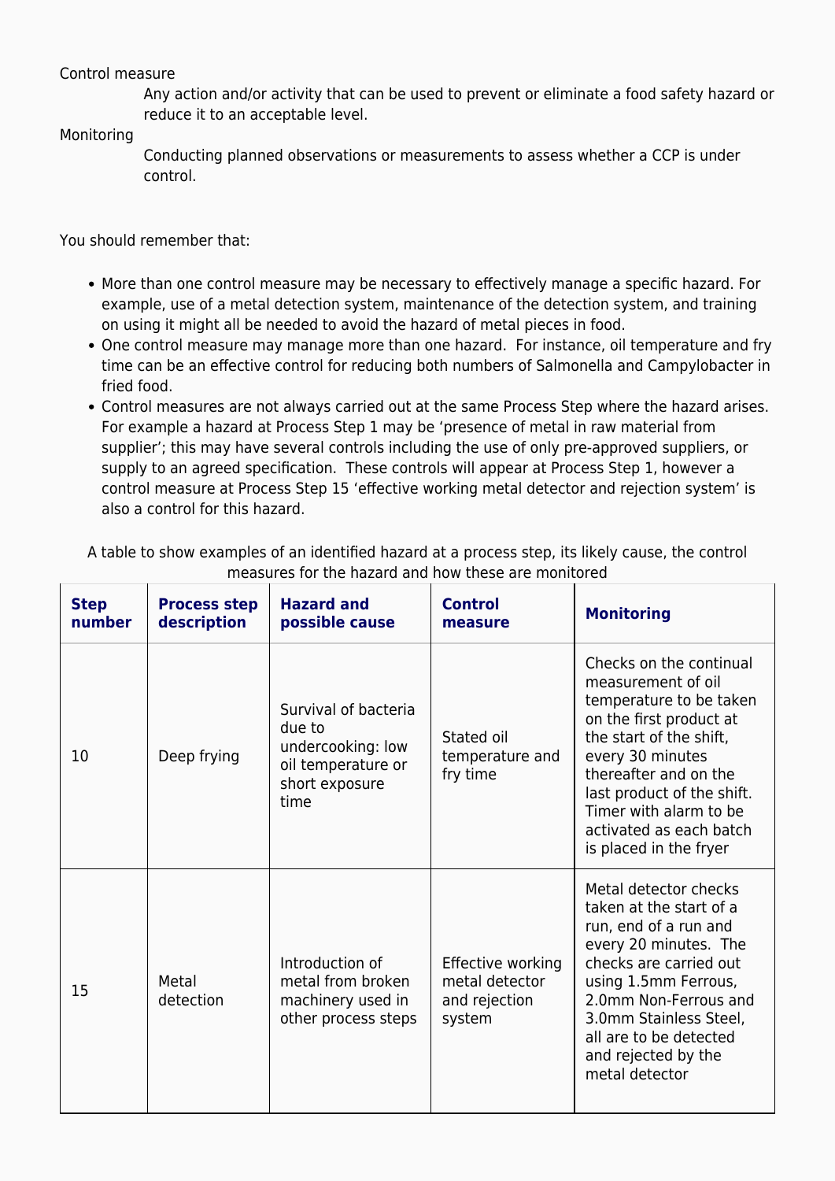Control measure

Any action and/or activity that can be used to prevent or eliminate a food safety hazard or reduce it to an acceptable level.

Monitoring

Conducting planned observations or measurements to assess whether a CCP is under control.

You should remember that:

- More than one control measure may be necessary to effectively manage a specific hazard. For example, use of a metal detection system, maintenance of the detection system, and training on using it might all be needed to avoid the hazard of metal pieces in food.
- One control measure may manage more than one hazard. For instance, oil temperature and fry time can be an effective control for reducing both numbers of Salmonella and Campylobacter in fried food.
- Control measures are not always carried out at the same Process Step where the hazard arises. For example a hazard at Process Step 1 may be 'presence of metal in raw material from supplier'; this may have several controls including the use of only pre-approved suppliers, or supply to an agreed specification. These controls will appear at Process Step 1, however a control measure at Process Step 15 'effective working metal detector and rejection system' is also a control for this hazard.

A table to show examples of an identified hazard at a process step, its likely cause, the control measures for the hazard and how these are monitored

| **Step number** | **Process step description** | **Hazard and possible cause** | **Control measure** | **Monitoring** |
|---|---|---|---|---|
| 10 | Deep frying | Survival of bacteria due to undercooking: low oil temperature or short exposure time | Stated oil temperature and fry time | Checks on the continual measurement of oil temperature to be taken on the first product at the start of the shift, every 30 minutes thereafter and on the last product of the shift. Timer with alarm to be activated as each batch is placed in the fryer |
| 15 | Metal detection | Introduction of metal from broken machinery used in other process steps | Effective working metal detector and rejection system | Metal detector checks taken at the start of a run, end of a run and every 20 minutes. The checks are carried out using 1.5mm Ferrous, 2.0mm Non-Ferrous and 3.0mm Stainless Steel, all are to be detected and rejected by the metal detector |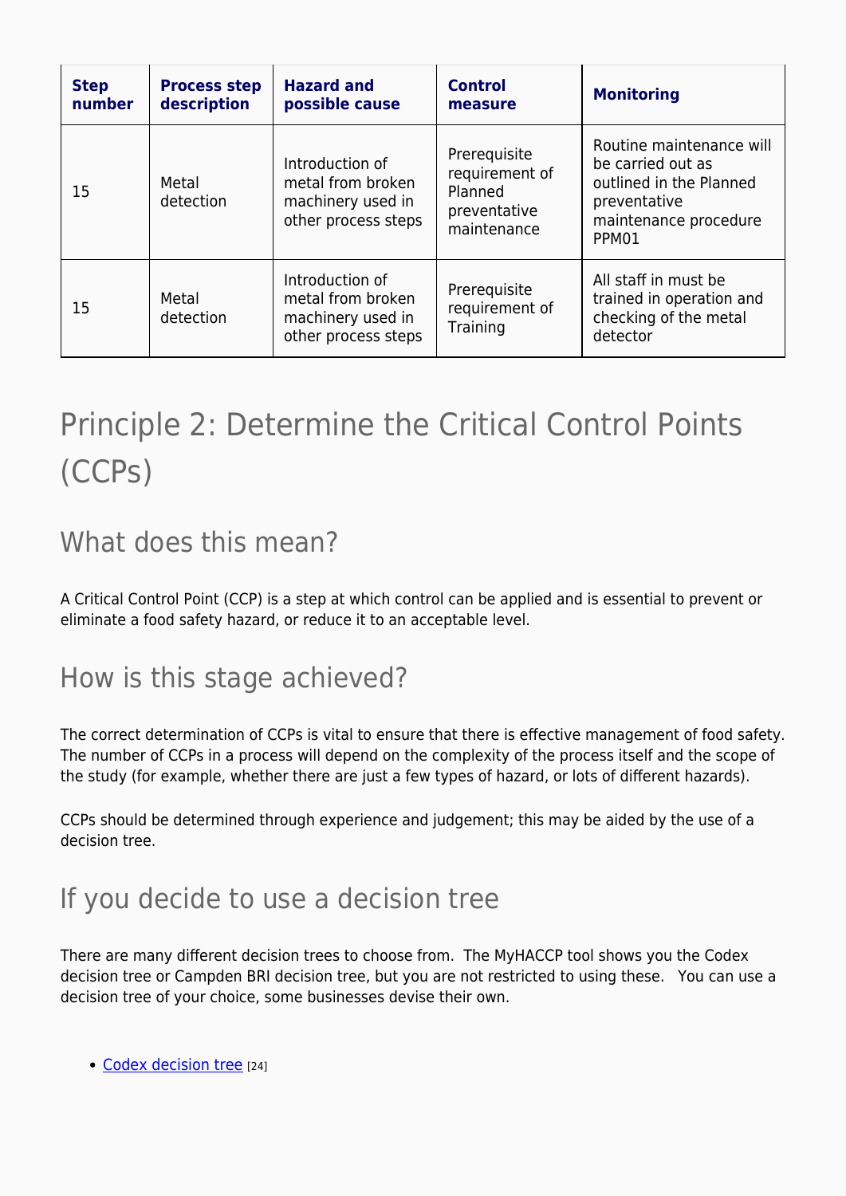| Step number | Process step description | Hazard and possible cause | Control measure | Monitoring |
| --- | --- | --- | --- | --- |
| 15 | Metal detection | Introduction of metal from broken machinery used in other process steps | Prerequisite requirement of Planned preventative maintenance | Routine maintenance will be carried out as outlined in the Planned preventative maintenance procedure PPM01 |
| 15 | Metal detection | Introduction of metal from broken machinery used in other process steps | Prerequisite requirement of Training | All staff in must be trained in operation and checking of the metal detector |

# Principle 2: Determine the Critical Control Points (CCPs)

## What does this mean?

A Critical Control Point (CCP) is a step at which control can be applied and is essential to prevent or eliminate a food safety hazard, or reduce it to an acceptable level.

## How is this stage achieved?

The correct determination of CCPs is vital to ensure that there is effective management of food safety. The number of CCPs in a process will depend on the complexity of the process itself and the scope of the study (for example, whether there are just a few types of hazard, or lots of different hazards).

CCPs should be determined through experience and judgement; this may be aided by the use of a decision tree.

## If you decide to use a decision tree

There are many different decision trees to choose from. The MyHACCP tool shows you the Codex decision tree or Campden BRI decision tree, but you are not restricted to using these. You can use a decision tree of your choice, some businesses devise their own.

- Codex decision tree [24]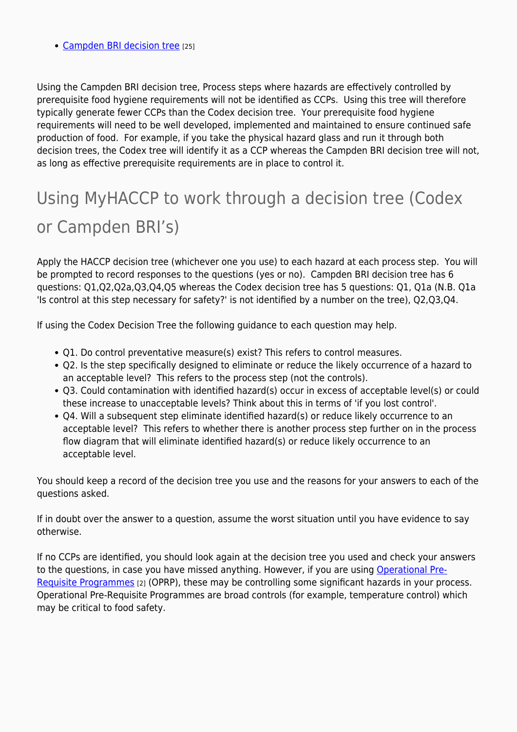- Campden BRI decision tree [25]

Using the Campden BRI decision tree, Process steps where hazards are effectively controlled by prerequisite food hygiene requirements will not be identified as CCPs. Using this tree will therefore typically generate fewer CCPs than the Codex decision tree. Your prerequisite food hygiene requirements will need to be well developed, implemented and maintained to ensure continued safe production of food. For example, if you take the physical hazard glass and run it through both decision trees, the Codex tree will identify it as a CCP whereas the Campden BRI decision tree will not, as long as effective prerequisite requirements are in place to control it.

## Using MyHACCP to work through a decision tree (Codex or Campden BRI's)

Apply the HACCP decision tree (whichever one you use) to each hazard at each process step. You will be prompted to record responses to the questions (yes or no). Campden BRI decision tree has 6 questions: Q1,Q2,Q2a,Q3,Q4,Q5 whereas the Codex decision tree has 5 questions: Q1, Q1a (N.B. Q1a 'Is control at this step necessary for safety?' is not identified by a number on the tree), Q2,Q3,Q4.

If using the Codex Decision Tree the following guidance to each question may help.

- Q1. Do control preventative measure(s) exist? This refers to control measures.
- Q2. Is the step specifically designed to eliminate or reduce the likely occurrence of a hazard to an acceptable level? This refers to the process step (not the controls).
- Q3. Could contamination with identified hazard(s) occur in excess of acceptable level(s) or could these increase to unacceptable levels? Think about this in terms of 'if you lost control'.
- Q4. Will a subsequent step eliminate identified hazard(s) or reduce likely occurrence to an acceptable level? This refers to whether there is another process step further on in the process flow diagram that will eliminate identified hazard(s) or reduce likely occurrence to an acceptable level.

You should keep a record of the decision tree you use and the reasons for your answers to each of the questions asked.

If in doubt over the answer to a question, assume the worst situation until you have evidence to say otherwise.

If no CCPs are identified, you should look again at the decision tree you used and check your answers to the questions, in case you have missed anything. However, if you are using Operational Pre-Requisite Programmes [2] (OPRP), these may be controlling some significant hazards in your process. Operational Pre-Requisite Programmes are broad controls (for example, temperature control) which may be critical to food safety.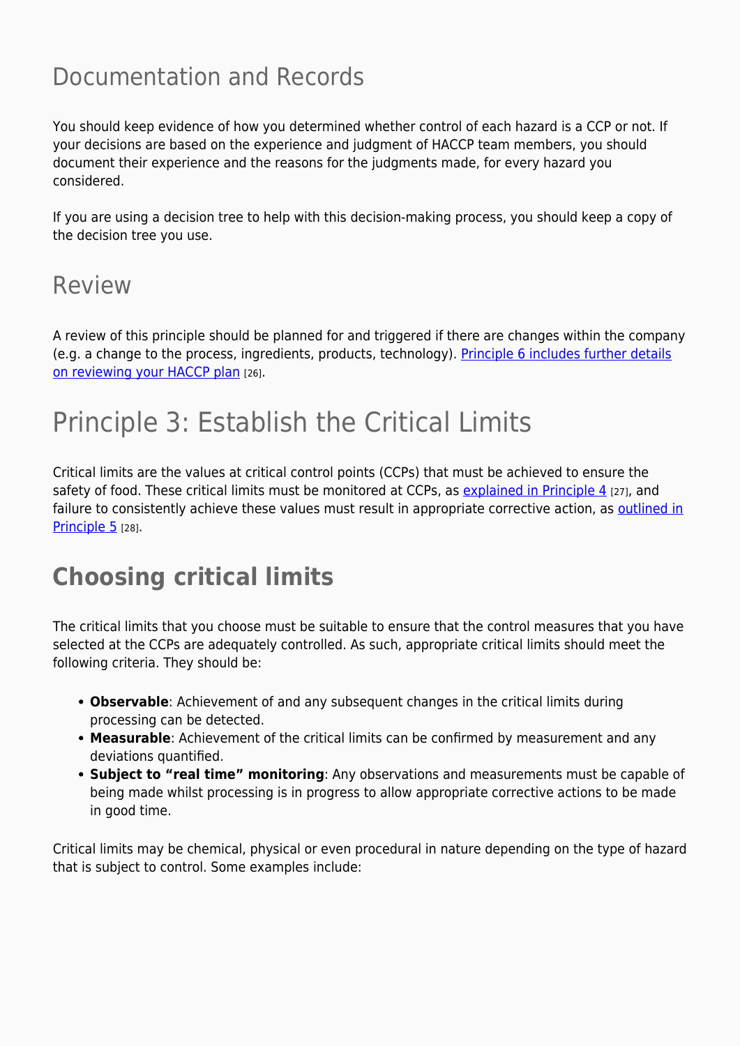## Documentation and Records

You should keep evidence of how you determined whether control of each hazard is a CCP or not. If your decisions are based on the experience and judgment of HACCP team members, you should document their experience and the reasons for the judgments made, for every hazard you considered.

If you are using a decision tree to help with this decision-making process, you should keep a copy of the decision tree you use.

## Review

A review of this principle should be planned for and triggered if there are changes within the company (e.g. a change to the process, ingredients, products, technology). Principle 6 includes further details on reviewing your HACCP plan [26].

# Principle 3: Establish the Critical Limits

Critical limits are the values at critical control points (CCPs) that must be achieved to ensure the safety of food. These critical limits must be monitored at CCPs, as explained in Principle 4 [27], and failure to consistently achieve these values must result in appropriate corrective action, as outlined in Principle 5 [28].

## Choosing critical limits

The critical limits that you choose must be suitable to ensure that the control measures that you have selected at the CCPs are adequately controlled. As such, appropriate critical limits should meet the following criteria. They should be:

- **Observable**: Achievement of and any subsequent changes in the critical limits during processing can be detected.
- **Measurable**: Achievement of the critical limits can be confirmed by measurement and any deviations quantified.
- **Subject to "real time" monitoring**: Any observations and measurements must be capable of being made whilst processing is in progress to allow appropriate corrective actions to be made in good time.

Critical limits may be chemical, physical or even procedural in nature depending on the type of hazard that is subject to control. Some examples include: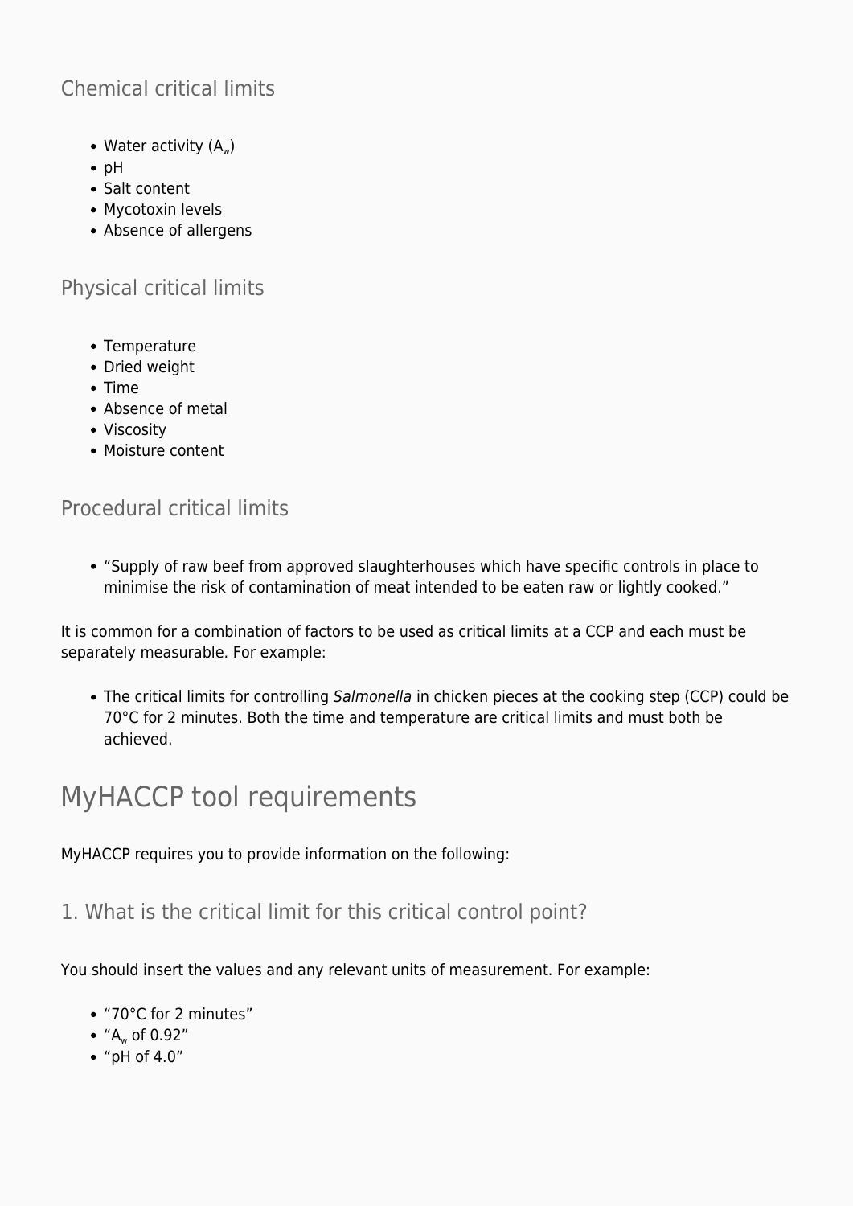### Chemical critical limits

- Water activity ($A_w$)
- pH
- Salt content
- Mycotoxin levels
- Absence of allergens

### Physical critical limits

- Temperature
- Dried weight
- Time
- Absence of metal
- Viscosity
- Moisture content

### Procedural critical limits

- "Supply of raw beef from approved slaughterhouses which have specific controls in place to minimise the risk of contamination of meat intended to be eaten raw or lightly cooked."

It is common for a combination of factors to be used as critical limits at a CCP and each must be separately measurable. For example:

- The critical limits for controlling *Salmonella* in chicken pieces at the cooking step (CCP) could be 70°C for 2 minutes. Both the time and temperature are critical limits and must both be achieved.

## MyHACCP tool requirements

MyHACCP requires you to provide information on the following:

### 1. What is the critical limit for this critical control point?

You should insert the values and any relevant units of measurement. For example:

- "70°C for 2 minutes"
- "$A_w$ of 0.92"
- "pH of 4.0"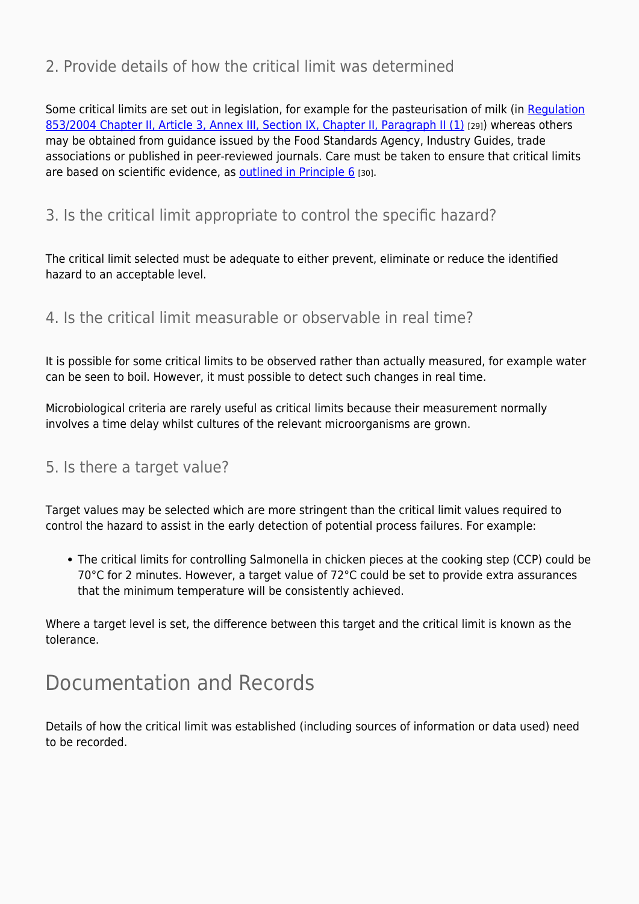### 2. Provide details of how the critical limit was determined

Some critical limits are set out in legislation, for example for the pasteurisation of milk (in Regulation 853/2004 Chapter II, Article 3, Annex III, Section IX, Chapter II, Paragraph II (1) [29]) whereas others may be obtained from guidance issued by the Food Standards Agency, Industry Guides, trade associations or published in peer-reviewed journals. Care must be taken to ensure that critical limits are based on scientific evidence, as outlined in Principle 6 [30].

### 3. Is the critical limit appropriate to control the specific hazard?

The critical limit selected must be adequate to either prevent, eliminate or reduce the identified hazard to an acceptable level.

### 4. Is the critical limit measurable or observable in real time?

It is possible for some critical limits to be observed rather than actually measured, for example water can be seen to boil. However, it must possible to detect such changes in real time.

Microbiological criteria are rarely useful as critical limits because their measurement normally involves a time delay whilst cultures of the relevant microorganisms are grown.

### 5. Is there a target value?

Target values may be selected which are more stringent than the critical limit values required to control the hazard to assist in the early detection of potential process failures. For example:

- The critical limits for controlling Salmonella in chicken pieces at the cooking step (CCP) could be 70°C for 2 minutes. However, a target value of 72°C could be set to provide extra assurances that the minimum temperature will be consistently achieved.

Where a target level is set, the difference between this target and the critical limit is known as the tolerance.

## Documentation and Records

Details of how the critical limit was established (including sources of information or data used) need to be recorded.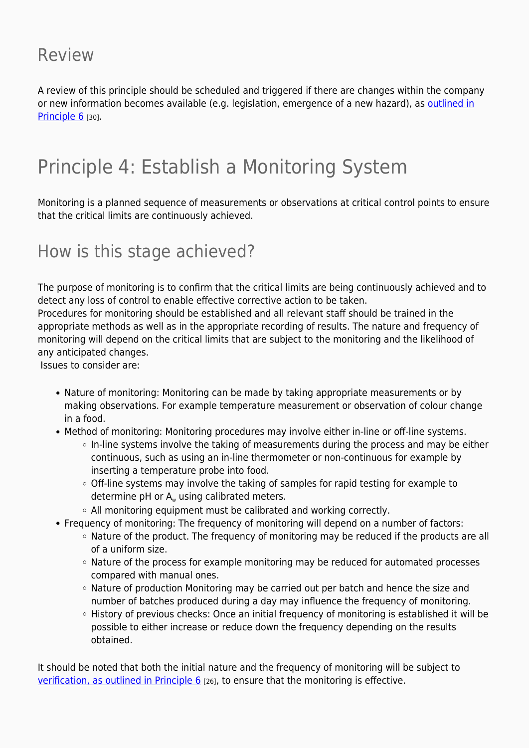## Review

A review of this principle should be scheduled and triggered if there are changes within the company or new information becomes available (e.g. legislation, emergence of a new hazard), as outlined in Principle 6 [30].

# Principle 4: Establish a Monitoring System

Monitoring is a planned sequence of measurements or observations at critical control points to ensure that the critical limits are continuously achieved.

## How is this stage achieved?

The purpose of monitoring is to confirm that the critical limits are being continuously achieved and to detect any loss of control to enable effective corrective action to be taken.
Procedures for monitoring should be established and all relevant staff should be trained in the appropriate methods as well as in the appropriate recording of results. The nature and frequency of monitoring will depend on the critical limits that are subject to the monitoring and the likelihood of any anticipated changes.
Issues to consider are:

- Nature of monitoring: Monitoring can be made by taking appropriate measurements or by making observations. For example temperature measurement or observation of colour change in a food.
- Method of monitoring: Monitoring procedures may involve either in-line or off-line systems.
    - In-line systems involve the taking of measurements during the process and may be either continuous, such as using an in-line thermometer or non-continuous for example by inserting a temperature probe into food.
    - Off-line systems may involve the taking of samples for rapid testing for example to determine pH or $A_w$ using calibrated meters.
    - All monitoring equipment must be calibrated and working correctly.
- Frequency of monitoring: The frequency of monitoring will depend on a number of factors:
    - Nature of the product. The frequency of monitoring may be reduced if the products are all of a uniform size.
    - Nature of the process for example monitoring may be reduced for automated processes compared with manual ones.
    - Nature of production Monitoring may be carried out per batch and hence the size and number of batches produced during a day may influence the frequency of monitoring.
    - History of previous checks: Once an initial frequency of monitoring is established it will be possible to either increase or reduce down the frequency depending on the results obtained.

It should be noted that both the initial nature and the frequency of monitoring will be subject to verification, as outlined in Principle 6 [26], to ensure that the monitoring is effective.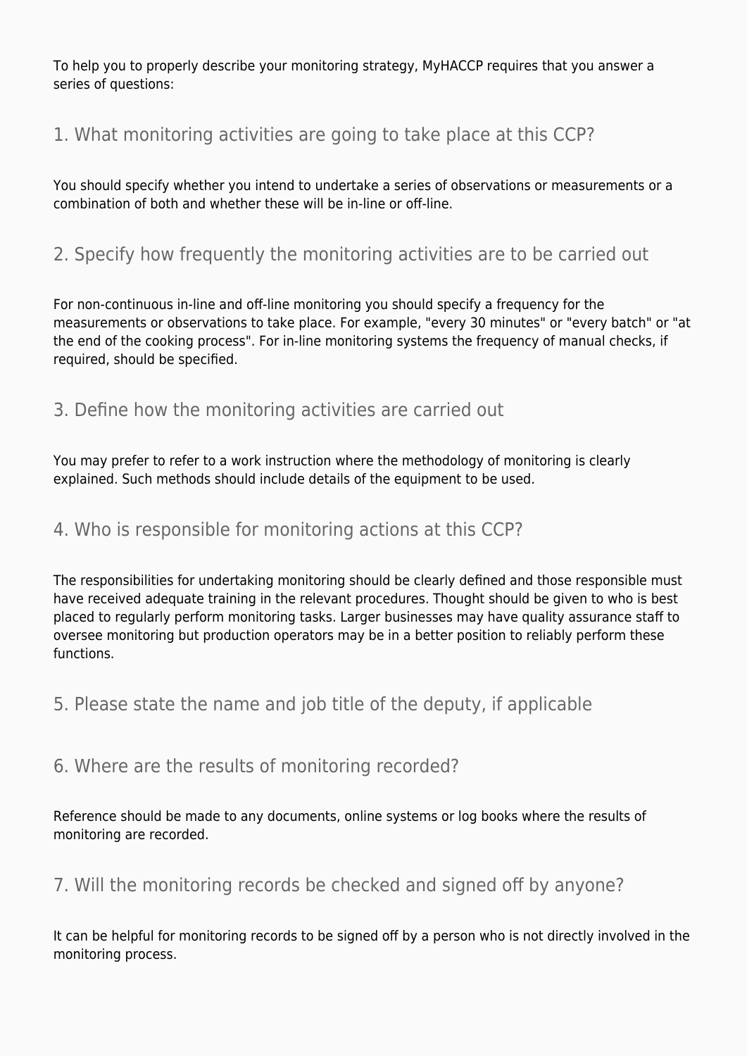To help you to properly describe your monitoring strategy, MyHACCP requires that you answer a series of questions:

## 1. What monitoring activities are going to take place at this CCP?

You should specify whether you intend to undertake a series of observations or measurements or a combination of both and whether these will be in-line or off-line.

## 2. Specify how frequently the monitoring activities are to be carried out

For non-continuous in-line and off-line monitoring you should specify a frequency for the measurements or observations to take place. For example, "every 30 minutes" or "every batch" or "at the end of the cooking process". For in-line monitoring systems the frequency of manual checks, if required, should be specified.

## 3. Define how the monitoring activities are carried out

You may prefer to refer to a work instruction where the methodology of monitoring is clearly explained. Such methods should include details of the equipment to be used.

## 4. Who is responsible for monitoring actions at this CCP?

The responsibilities for undertaking monitoring should be clearly defined and those responsible must have received adequate training in the relevant procedures. Thought should be given to who is best placed to regularly perform monitoring tasks. Larger businesses may have quality assurance staff to oversee monitoring but production operators may be in a better position to reliably perform these functions.

## 5. Please state the name and job title of the deputy, if applicable

## 6. Where are the results of monitoring recorded?

Reference should be made to any documents, online systems or log books where the results of monitoring are recorded.

## 7. Will the monitoring records be checked and signed off by anyone?

It can be helpful for monitoring records to be signed off by a person who is not directly involved in the monitoring process.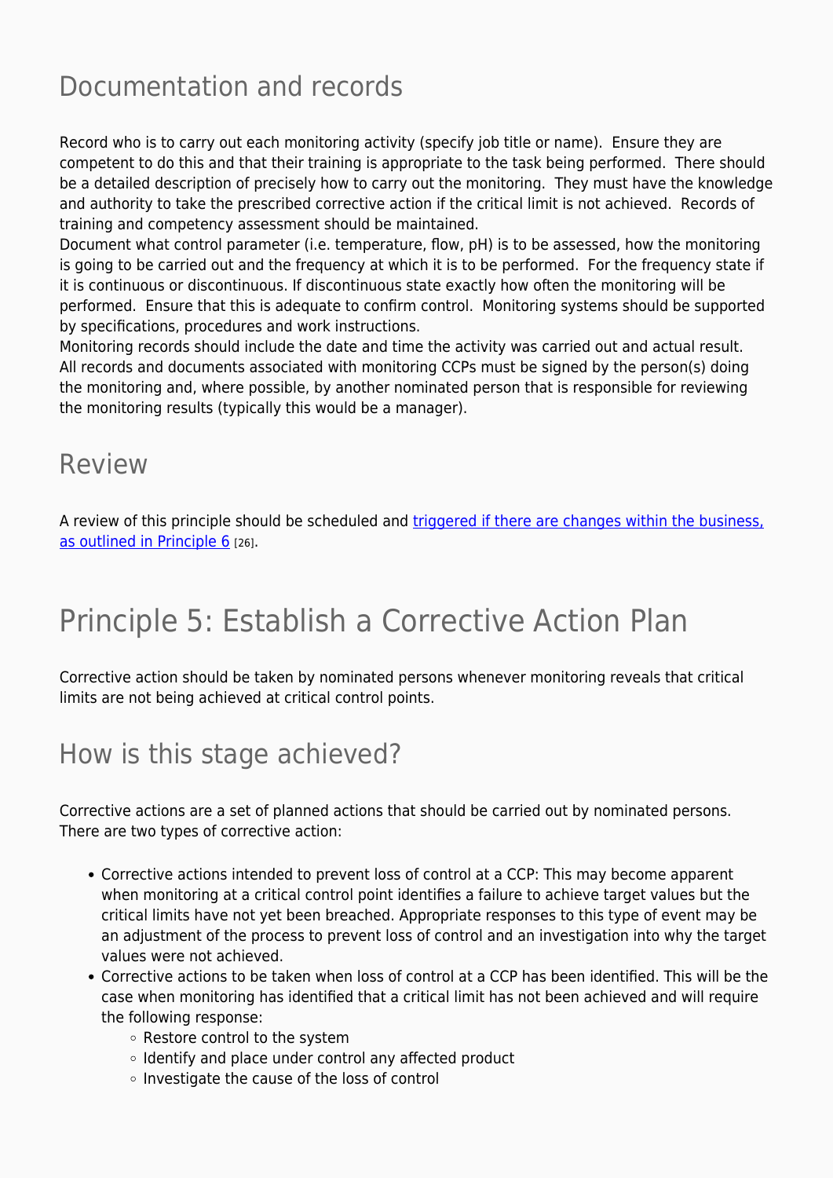## Documentation and records

Record who is to carry out each monitoring activity (specify job title or name). Ensure they are competent to do this and that their training is appropriate to the task being performed. There should be a detailed description of precisely how to carry out the monitoring. They must have the knowledge and authority to take the prescribed corrective action if the critical limit is not achieved. Records of training and competency assessment should be maintained.
Document what control parameter (i.e. temperature, flow, pH) is to be assessed, how the monitoring is going to be carried out and the frequency at which it is to be performed. For the frequency state if it is continuous or discontinuous. If discontinuous state exactly how often the monitoring will be performed. Ensure that this is adequate to confirm control. Monitoring systems should be supported by specifications, procedures and work instructions.
Monitoring records should include the date and time the activity was carried out and actual result. All records and documents associated with monitoring CCPs must be signed by the person(s) doing the monitoring and, where possible, by another nominated person that is responsible for reviewing the monitoring results (typically this would be a manager).

## Review

A review of this principle should be scheduled and triggered if there are changes within the business, as outlined in Principle 6 [26].

# Principle 5: Establish a Corrective Action Plan

Corrective action should be taken by nominated persons whenever monitoring reveals that critical limits are not being achieved at critical control points.

## How is this stage achieved?

Corrective actions are a set of planned actions that should be carried out by nominated persons. There are two types of corrective action:

- Corrective actions intended to prevent loss of control at a CCP: This may become apparent when monitoring at a critical control point identifies a failure to achieve target values but the critical limits have not yet been breached. Appropriate responses to this type of event may be an adjustment of the process to prevent loss of control and an investigation into why the target values were not achieved.
- Corrective actions to be taken when loss of control at a CCP has been identified. This will be the case when monitoring has identified that a critical limit has not been achieved and will require the following response:
  - Restore control to the system
  - Identify and place under control any affected product
  - Investigate the cause of the loss of control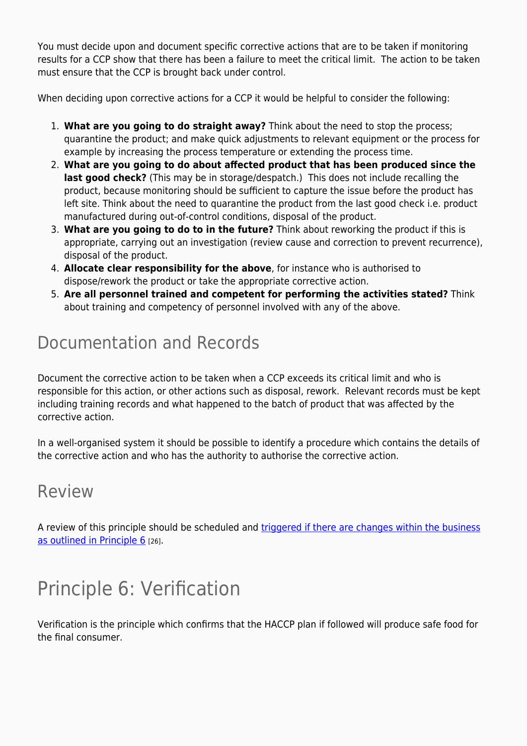You must decide upon and document specific corrective actions that are to be taken if monitoring results for a CCP show that there has been a failure to meet the critical limit. The action to be taken must ensure that the CCP is brought back under control.

When deciding upon corrective actions for a CCP it would be helpful to consider the following:

1. **What are you going to do straight away?** Think about the need to stop the process; quarantine the product; and make quick adjustments to relevant equipment or the process for example by increasing the process temperature or extending the process time.
2. **What are you going to do about affected product that has been produced since the last good check?** (This may be in storage/despatch.) This does not include recalling the product, because monitoring should be sufficient to capture the issue before the product has left site. Think about the need to quarantine the product from the last good check i.e. product manufactured during out-of-control conditions, disposal of the product.
3. **What are you going to do to in the future?** Think about reworking the product if this is appropriate, carrying out an investigation (review cause and correction to prevent recurrence), disposal of the product.
4. **Allocate clear responsibility for the above**, for instance who is authorised to dispose/rework the product or take the appropriate corrective action.
5. **Are all personnel trained and competent for performing the activities stated?** Think about training and competency of personnel involved with any of the above.

## Documentation and Records

Document the corrective action to be taken when a CCP exceeds its critical limit and who is responsible for this action, or other actions such as disposal, rework. Relevant records must be kept including training records and what happened to the batch of product that was affected by the corrective action.

In a well-organised system it should be possible to identify a procedure which contains the details of the corrective action and who has the authority to authorise the corrective action.

## Review

A review of this principle should be scheduled and triggered if there are changes within the business as outlined in Principle 6 [26].

# Principle 6: Verification

Verification is the principle which confirms that the HACCP plan if followed will produce safe food for the final consumer.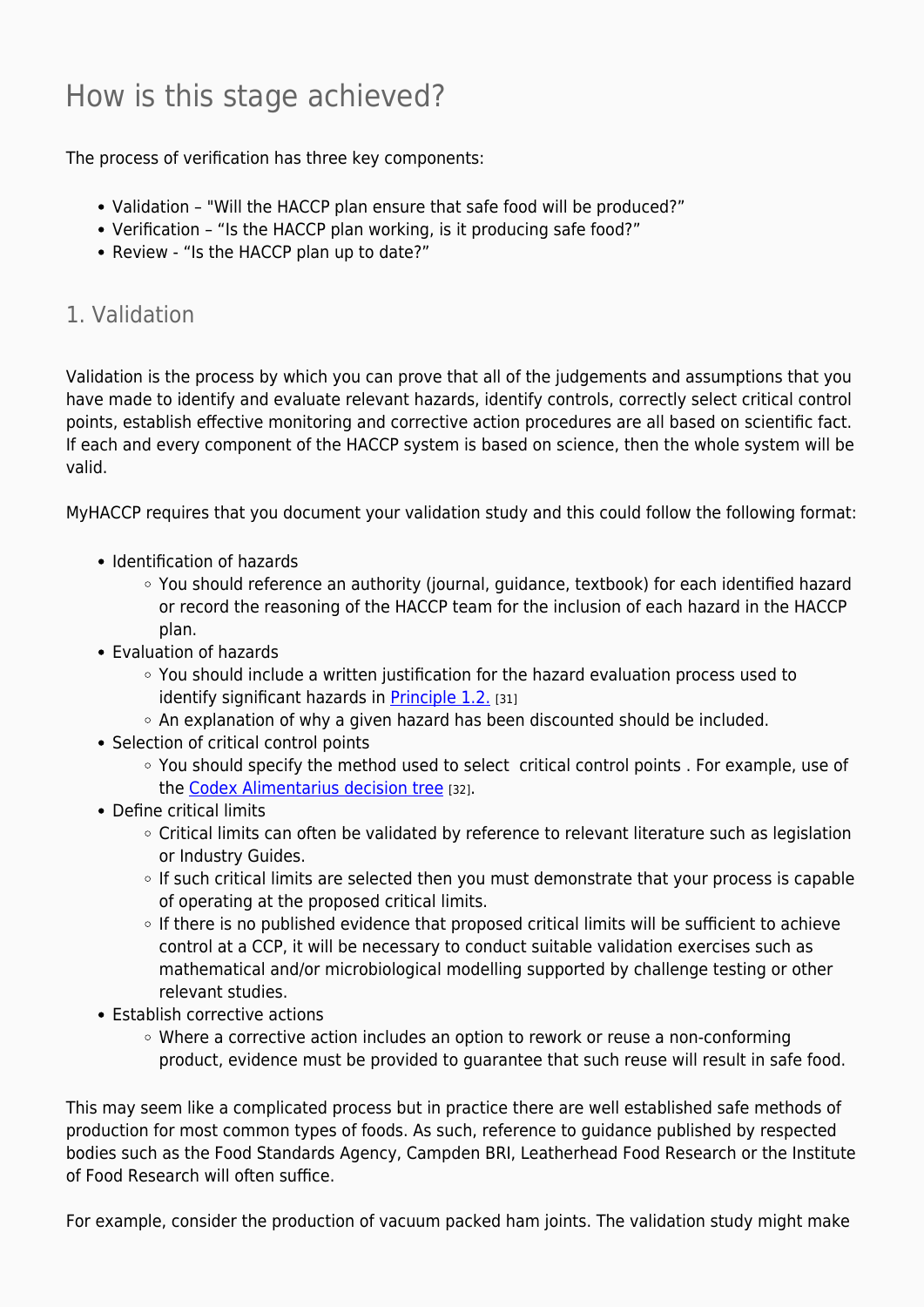# How is this stage achieved?

The process of verification has three key components:

- Validation – "Will the HACCP plan ensure that safe food will be produced?"
- Verification – "Is the HACCP plan working, is it producing safe food?"
- Review - "Is the HACCP plan up to date?"

## 1. Validation

Validation is the process by which you can prove that all of the judgements and assumptions that you have made to identify and evaluate relevant hazards, identify controls, correctly select critical control points, establish effective monitoring and corrective action procedures are all based on scientific fact. If each and every component of the HACCP system is based on science, then the whole system will be valid.

MyHACCP requires that you document your validation study and this could follow the following format:

- Identification of hazards
  - You should reference an authority (journal, guidance, textbook) for each identified hazard or record the reasoning of the HACCP team for the inclusion of each hazard in the HACCP plan.
- Evaluation of hazards
  - You should include a written justification for the hazard evaluation process used to identify significant hazards in Principle 1.2. [31]
  - An explanation of why a given hazard has been discounted should be included.
- Selection of critical control points
  - You should specify the method used to select critical control points . For example, use of the Codex Alimentarius decision tree [32].
- Define critical limits
  - Critical limits can often be validated by reference to relevant literature such as legislation or Industry Guides.
  - If such critical limits are selected then you must demonstrate that your process is capable of operating at the proposed critical limits.
  - If there is no published evidence that proposed critical limits will be sufficient to achieve control at a CCP, it will be necessary to conduct suitable validation exercises such as mathematical and/or microbiological modelling supported by challenge testing or other relevant studies.
- Establish corrective actions
  - Where a corrective action includes an option to rework or reuse a non-conforming product, evidence must be provided to guarantee that such reuse will result in safe food.

This may seem like a complicated process but in practice there are well established safe methods of production for most common types of foods. As such, reference to guidance published by respected bodies such as the Food Standards Agency, Campden BRI, Leatherhead Food Research or the Institute of Food Research will often suffice.

For example, consider the production of vacuum packed ham joints. The validation study might make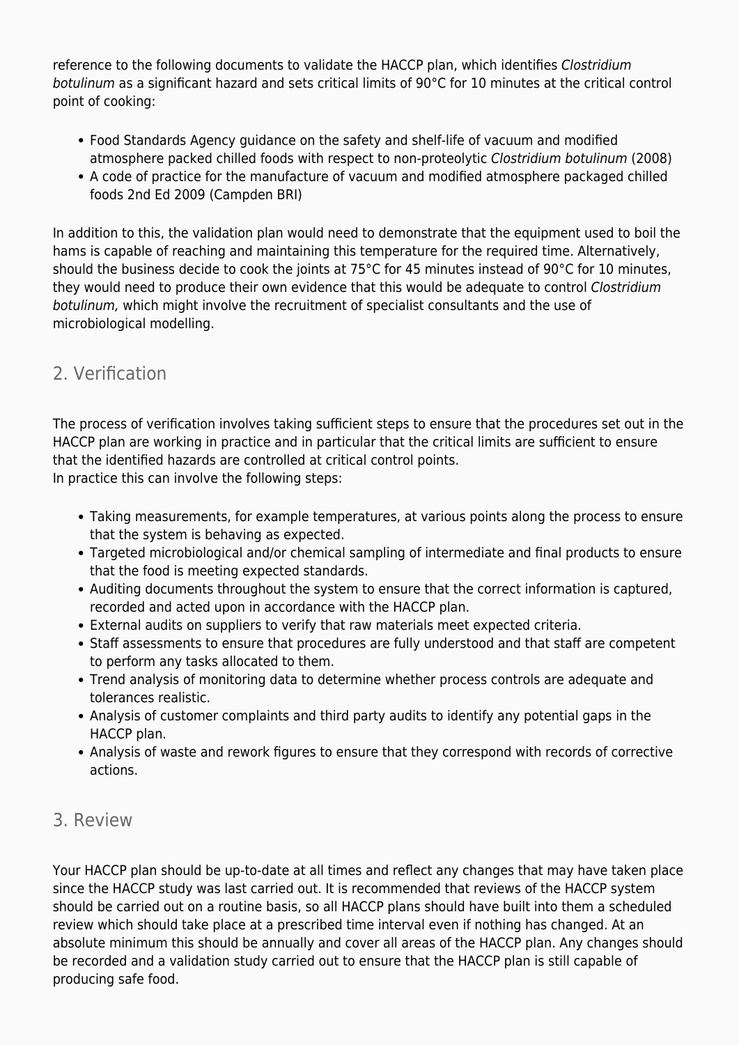reference to the following documents to validate the HACCP plan, which identifies *Clostridium botulinum* as a significant hazard and sets critical limits of 90°C for 10 minutes at the critical control point of cooking:

- Food Standards Agency guidance on the safety and shelf-life of vacuum and modified atmosphere packed chilled foods with respect to non-proteolytic *Clostridium botulinum* (2008)
- A code of practice for the manufacture of vacuum and modified atmosphere packaged chilled foods 2nd Ed 2009 (Campden BRI)

In addition to this, the validation plan would need to demonstrate that the equipment used to boil the hams is capable of reaching and maintaining this temperature for the required time. Alternatively, should the business decide to cook the joints at 75°C for 45 minutes instead of 90°C for 10 minutes, they would need to produce their own evidence that this would be adequate to control *Clostridium botulinum,* which might involve the recruitment of specialist consultants and the use of microbiological modelling.

## 2. Verification

The process of verification involves taking sufficient steps to ensure that the procedures set out in the HACCP plan are working in practice and in particular that the critical limits are sufficient to ensure that the identified hazards are controlled at critical control points.
In practice this can involve the following steps:

- Taking measurements, for example temperatures, at various points along the process to ensure that the system is behaving as expected.
- Targeted microbiological and/or chemical sampling of intermediate and final products to ensure that the food is meeting expected standards.
- Auditing documents throughout the system to ensure that the correct information is captured, recorded and acted upon in accordance with the HACCP plan.
- External audits on suppliers to verify that raw materials meet expected criteria.
- Staff assessments to ensure that procedures are fully understood and that staff are competent to perform any tasks allocated to them.
- Trend analysis of monitoring data to determine whether process controls are adequate and tolerances realistic.
- Analysis of customer complaints and third party audits to identify any potential gaps in the HACCP plan.
- Analysis of waste and rework figures to ensure that they correspond with records of corrective actions.

## 3. Review

Your HACCP plan should be up-to-date at all times and reflect any changes that may have taken place since the HACCP study was last carried out. It is recommended that reviews of the HACCP system should be carried out on a routine basis, so all HACCP plans should have built into them a scheduled review which should take place at a prescribed time interval even if nothing has changed. At an absolute minimum this should be annually and cover all areas of the HACCP plan. Any changes should be recorded and a validation study carried out to ensure that the HACCP plan is still capable of producing safe food.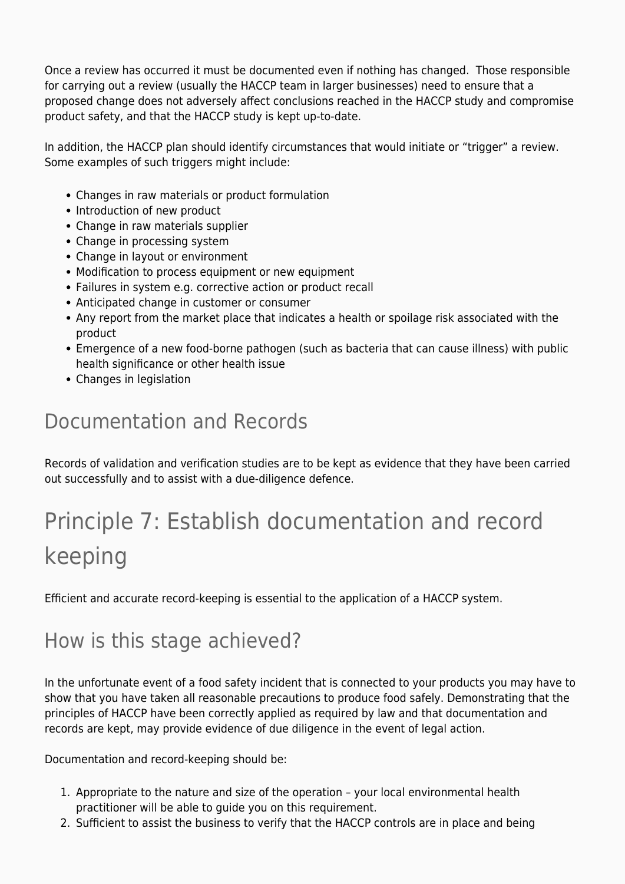Once a review has occurred it must be documented even if nothing has changed. Those responsible for carrying out a review (usually the HACCP team in larger businesses) need to ensure that a proposed change does not adversely affect conclusions reached in the HACCP study and compromise product safety, and that the HACCP study is kept up-to-date.

In addition, the HACCP plan should identify circumstances that would initiate or "trigger" a review. Some examples of such triggers might include:

- Changes in raw materials or product formulation
- Introduction of new product
- Change in raw materials supplier
- Change in processing system
- Change in layout or environment
- Modification to process equipment or new equipment
- Failures in system e.g. corrective action or product recall
- Anticipated change in customer or consumer
- Any report from the market place that indicates a health or spoilage risk associated with the product
- Emergence of a new food-borne pathogen (such as bacteria that can cause illness) with public health significance or other health issue
- Changes in legislation

## Documentation and Records

Records of validation and verification studies are to be kept as evidence that they have been carried out successfully and to assist with a due-diligence defence.

# Principle 7: Establish documentation and record keeping

Efficient and accurate record-keeping is essential to the application of a HACCP system.

## How is this stage achieved?

In the unfortunate event of a food safety incident that is connected to your products you may have to show that you have taken all reasonable precautions to produce food safely. Demonstrating that the principles of HACCP have been correctly applied as required by law and that documentation and records are kept, may provide evidence of due diligence in the event of legal action.

Documentation and record-keeping should be:

1. Appropriate to the nature and size of the operation – your local environmental health practitioner will be able to guide you on this requirement.
2. Sufficient to assist the business to verify that the HACCP controls are in place and being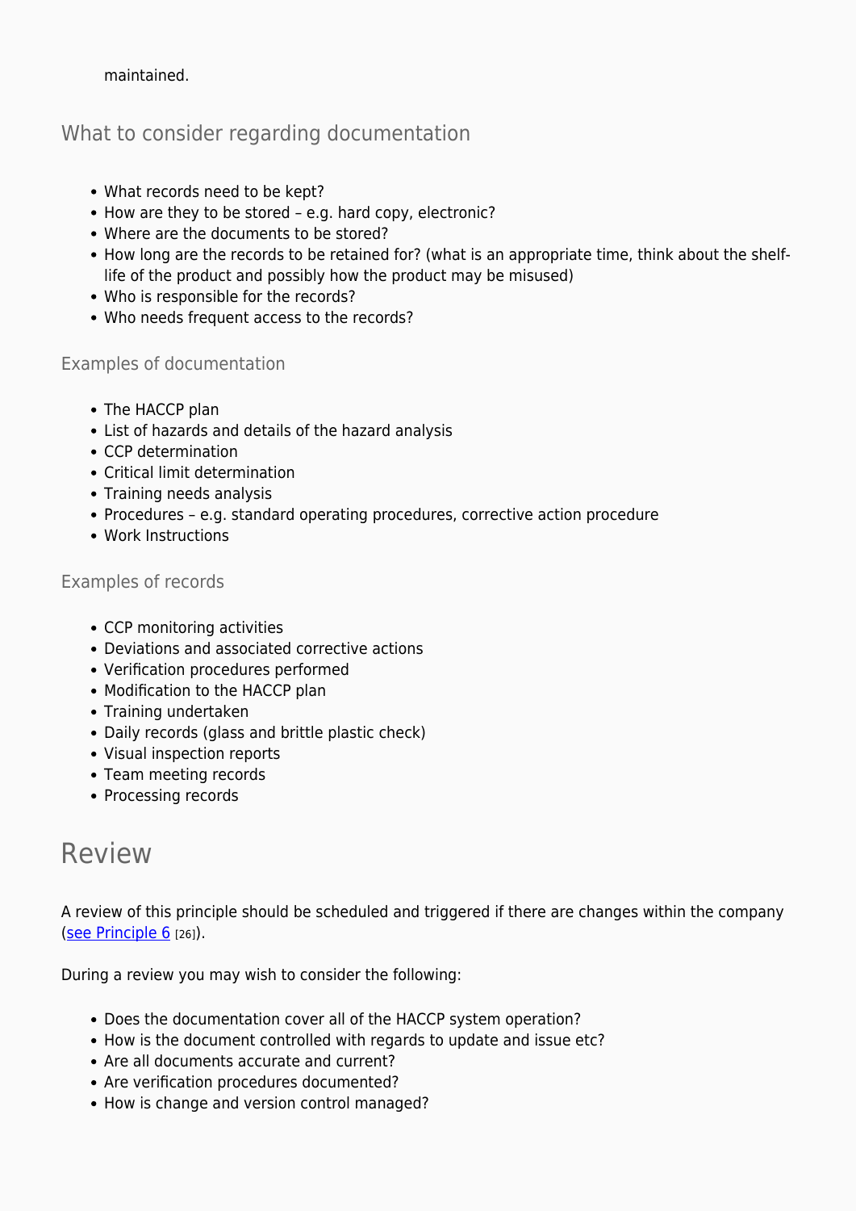maintained.

### What to consider regarding documentation

- What records need to be kept?
- How are they to be stored – e.g. hard copy, electronic?
- Where are the documents to be stored?
- How long are the records to be retained for? (what is an appropriate time, think about the shelf-life of the product and possibly how the product may be misused)
- Who is responsible for the records?
- Who needs frequent access to the records?

#### Examples of documentation

- The HACCP plan
- List of hazards and details of the hazard analysis
- CCP determination
- Critical limit determination
- Training needs analysis
- Procedures – e.g. standard operating procedures, corrective action procedure
- Work Instructions

#### Examples of records

- CCP monitoring activities
- Deviations and associated corrective actions
- Verification procedures performed
- Modification to the HACCP plan
- Training undertaken
- Daily records (glass and brittle plastic check)
- Visual inspection reports
- Team meeting records
- Processing records

## Review

A review of this principle should be scheduled and triggered if there are changes within the company (see Principle 6 [26]).

During a review you may wish to consider the following:

- Does the documentation cover all of the HACCP system operation?
- How is the document controlled with regards to update and issue etc?
- Are all documents accurate and current?
- Are verification procedures documented?
- How is change and version control managed?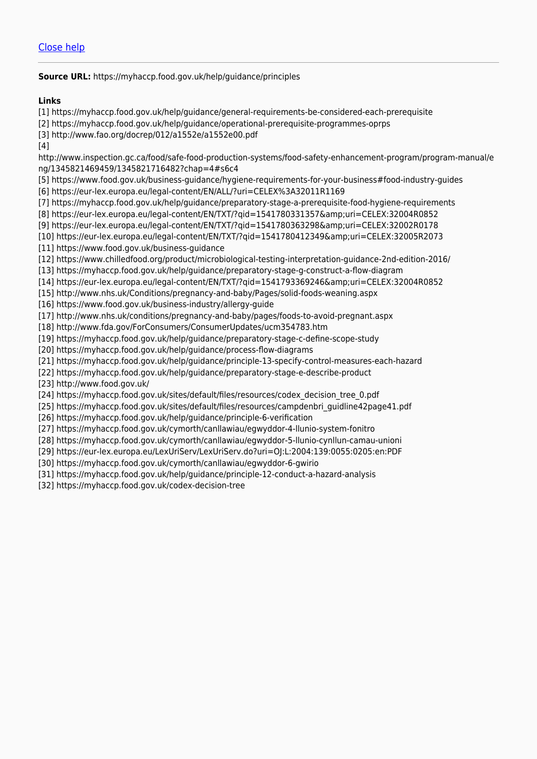[Close help](#)

---

**Source URL:** https://myhaccp.food.gov.uk/help/guidance/principles

**Links**

[1] https://myhaccp.food.gov.uk/help/guidance/general-requirements-be-considered-each-prerequisite
[2] https://myhaccp.food.gov.uk/help/guidance/operational-prerequisite-programmes-oprps
[3] http://www.fao.org/docrep/012/a1552e/a1552e00.pdf
[4] http://www.inspection.gc.ca/food/safe-food-production-systems/food-safety-enhancement-program/program-manual/eng/1345821469459/1345821716482?chap=4#s6c4
[5] https://www.food.gov.uk/business-guidance/hygiene-requirements-for-your-business#food-industry-guides
[6] https://eur-lex.europa.eu/legal-content/EN/ALL/?uri=CELEX%3A32011R1169
[7] https://myhaccp.food.gov.uk/help/guidance/preparatory-stage-a-prerequisite-food-hygiene-requirements
[8] https://eur-lex.europa.eu/legal-content/EN/TXT/?qid=1541780331357&amp;uri=CELEX:32004R0852
[9] https://eur-lex.europa.eu/legal-content/EN/TXT/?qid=1541780363298&amp;uri=CELEX:32002R0178
[10] https://eur-lex.europa.eu/legal-content/EN/TXT/?qid=1541780412349&amp;uri=CELEX:32005R2073
[11] https://www.food.gov.uk/business-guidance
[12] https://www.chilledfood.org/product/microbiological-testing-interpretation-guidance-2nd-edition-2016/
[13] https://myhaccp.food.gov.uk/help/guidance/preparatory-stage-g-construct-a-flow-diagram
[14] https://eur-lex.europa.eu/legal-content/EN/TXT/?qid=1541793369246&amp;uri=CELEX:32004R0852
[15] http://www.nhs.uk/Conditions/pregnancy-and-baby/Pages/solid-foods-weaning.aspx
[16] https://www.food.gov.uk/business-industry/allergy-guide
[17] http://www.nhs.uk/conditions/pregnancy-and-baby/pages/foods-to-avoid-pregnant.aspx
[18] http://www.fda.gov/ForConsumers/ConsumerUpdates/ucm354783.htm
[19] https://myhaccp.food.gov.uk/help/guidance/preparatory-stage-c-define-scope-study
[20] https://myhaccp.food.gov.uk/help/guidance/process-flow-diagrams
[21] https://myhaccp.food.gov.uk/help/guidance/principle-13-specify-control-measures-each-hazard
[22] https://myhaccp.food.gov.uk/help/guidance/preparatory-stage-e-describe-product
[23] http://www.food.gov.uk/
[24] https://myhaccp.food.gov.uk/sites/default/files/resources/codex_decision_tree_0.pdf
[25] https://myhaccp.food.gov.uk/sites/default/files/resources/campdenbri_guidline42page41.pdf
[26] https://myhaccp.food.gov.uk/help/guidance/principle-6-verification
[27] https://myhaccp.food.gov.uk/cymorth/canllawiau/egwyddor-4-llunio-system-fonitro
[28] https://myhaccp.food.gov.uk/cymorth/canllawiau/egwyddor-5-llunio-cynllun-camau-unioni
[29] https://eur-lex.europa.eu/LexUriServ/LexUriServ.do?uri=OJ:L:2004:139:0055:0205:en:PDF
[30] https://myhaccp.food.gov.uk/cymorth/canllawiau/egwyddor-6-gwirio
[31] https://myhaccp.food.gov.uk/help/guidance/principle-12-conduct-a-hazard-analysis
[32] https://myhaccp.food.gov.uk/codex-decision-tree